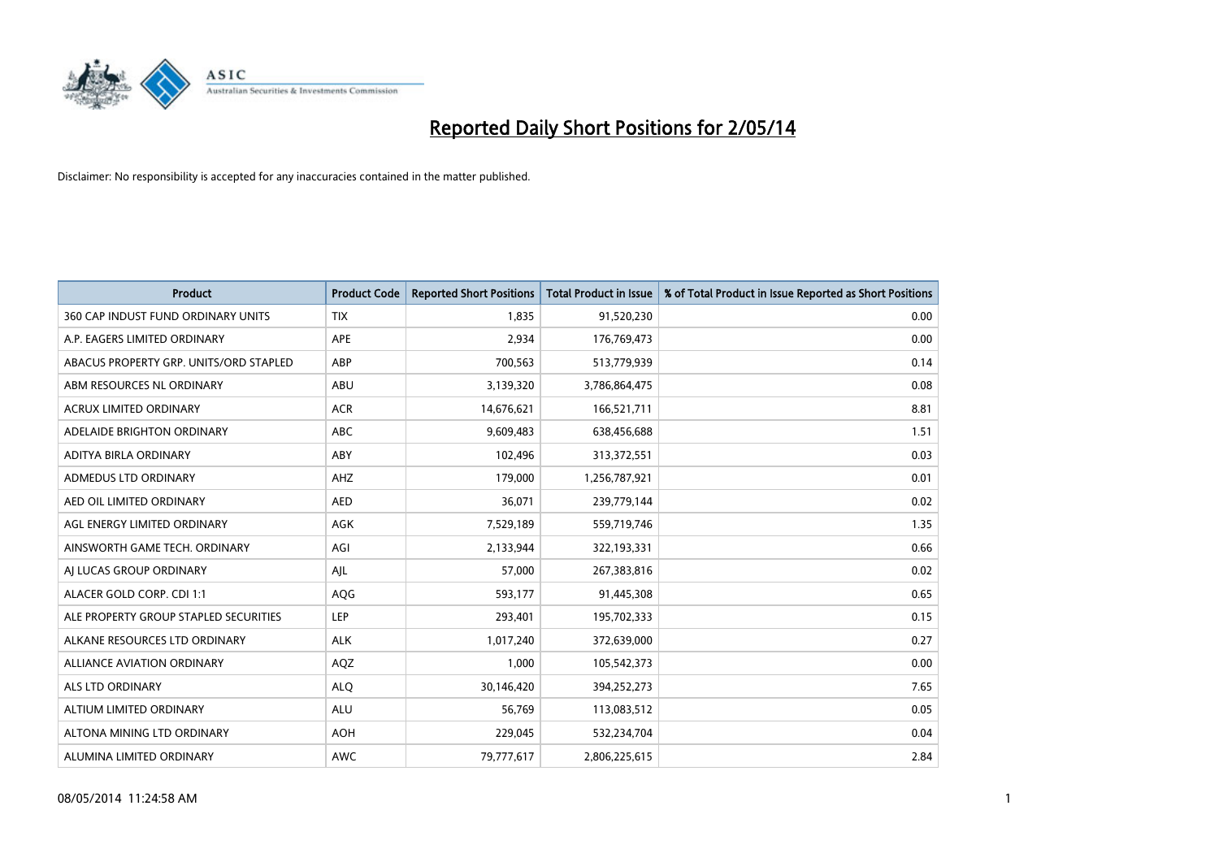# Reported Daily Short Positions for 2/05/14

Disclaimer: No responsibility is accepted for any inaccuracies contained in the matter published.

| Product | Product Code | Reported Short Positions | Total Product in Issue | % of Total Product in Issue Reported as Short Positions |
|---|---|---|---|---|
| 360 CAP INDUST FUND ORDINARY UNITS | TIX | 1,835 | 91,520,230 | 0.00 |
| A.P. EAGERS LIMITED ORDINARY | APE | 2,934 | 176,769,473 | 0.00 |
| ABACUS PROPERTY GRP. UNITS/ORD STAPLED | ABP | 700,563 | 513,779,939 | 0.14 |
| ABM RESOURCES NL ORDINARY | ABU | 3,139,320 | 3,786,864,475 | 0.08 |
| ACRUX LIMITED ORDINARY | ACR | 14,676,621 | 166,521,711 | 8.81 |
| ADELAIDE BRIGHTON ORDINARY | ABC | 9,609,483 | 638,456,688 | 1.51 |
| ADITYA BIRLA ORDINARY | ABY | 102,496 | 313,372,551 | 0.03 |
| ADMEDUS LTD ORDINARY | AHZ | 179,000 | 1,256,787,921 | 0.01 |
| AED OIL LIMITED ORDINARY | AED | 36,071 | 239,779,144 | 0.02 |
| AGL ENERGY LIMITED ORDINARY | AGK | 7,529,189 | 559,719,746 | 1.35 |
| AINSWORTH GAME TECH. ORDINARY | AGI | 2,133,944 | 322,193,331 | 0.66 |
| AJ LUCAS GROUP ORDINARY | AJL | 57,000 | 267,383,816 | 0.02 |
| ALACER GOLD CORP. CDI 1:1 | AQG | 593,177 | 91,445,308 | 0.65 |
| ALE PROPERTY GROUP STAPLED SECURITIES | LEP | 293,401 | 195,702,333 | 0.15 |
| ALKANE RESOURCES LTD ORDINARY | ALK | 1,017,240 | 372,639,000 | 0.27 |
| ALLIANCE AVIATION ORDINARY | AQZ | 1,000 | 105,542,373 | 0.00 |
| ALS LTD ORDINARY | ALQ | 30,146,420 | 394,252,273 | 7.65 |
| ALTIUM LIMITED ORDINARY | ALU | 56,769 | 113,083,512 | 0.05 |
| ALTONA MINING LTD ORDINARY | AOH | 229,045 | 532,234,704 | 0.04 |
| ALUMINA LIMITED ORDINARY | AWC | 79,777,617 | 2,806,225,615 | 2.84 |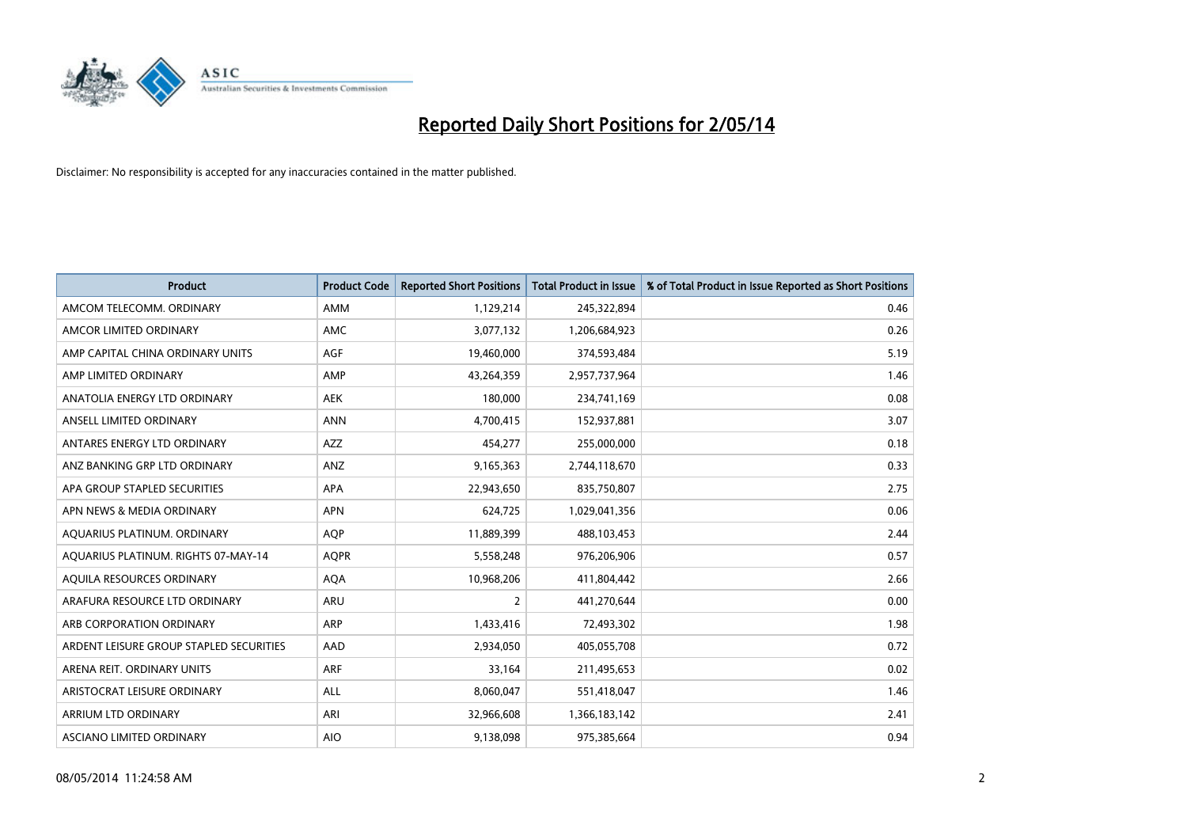# Reported Daily Short Positions for 2/05/14

Disclaimer: No responsibility is accepted for any inaccuracies contained in the matter published.

| Product | Product Code | Reported Short Positions | Total Product in Issue | % of Total Product in Issue Reported as Short Positions |
|---|---|---|---|---|
| AMCOM TELECOMM. ORDINARY | AMM | 1,129,214 | 245,322,894 | 0.46 |
| AMCOR LIMITED ORDINARY | AMC | 3,077,132 | 1,206,684,923 | 0.26 |
| AMP CAPITAL CHINA ORDINARY UNITS | AGF | 19,460,000 | 374,593,484 | 5.19 |
| AMP LIMITED ORDINARY | AMP | 43,264,359 | 2,957,737,964 | 1.46 |
| ANATOLIA ENERGY LTD ORDINARY | AEK | 180,000 | 234,741,169 | 0.08 |
| ANSELL LIMITED ORDINARY | ANN | 4,700,415 | 152,937,881 | 3.07 |
| ANTARES ENERGY LTD ORDINARY | AZZ | 454,277 | 255,000,000 | 0.18 |
| ANZ BANKING GRP LTD ORDINARY | ANZ | 9,165,363 | 2,744,118,670 | 0.33 |
| APA GROUP STAPLED SECURITIES | APA | 22,943,650 | 835,750,807 | 2.75 |
| APN NEWS & MEDIA ORDINARY | APN | 624,725 | 1,029,041,356 | 0.06 |
| AQUARIUS PLATINUM. ORDINARY | AQP | 11,889,399 | 488,103,453 | 2.44 |
| AQUARIUS PLATINUM. RIGHTS 07-MAY-14 | AQPR | 5,558,248 | 976,206,906 | 0.57 |
| AQUILA RESOURCES ORDINARY | AQA | 10,968,206 | 411,804,442 | 2.66 |
| ARAFURA RESOURCE LTD ORDINARY | ARU | 2 | 441,270,644 | 0.00 |
| ARB CORPORATION ORDINARY | ARP | 1,433,416 | 72,493,302 | 1.98 |
| ARDENT LEISURE GROUP STAPLED SECURITIES | AAD | 2,934,050 | 405,055,708 | 0.72 |
| ARENA REIT. ORDINARY UNITS | ARF | 33,164 | 211,495,653 | 0.02 |
| ARISTOCRAT LEISURE ORDINARY | ALL | 8,060,047 | 551,418,047 | 1.46 |
| ARRIUM LTD ORDINARY | ARI | 32,966,608 | 1,366,183,142 | 2.41 |
| ASCIANO LIMITED ORDINARY | AIO | 9,138,098 | 975,385,664 | 0.94 |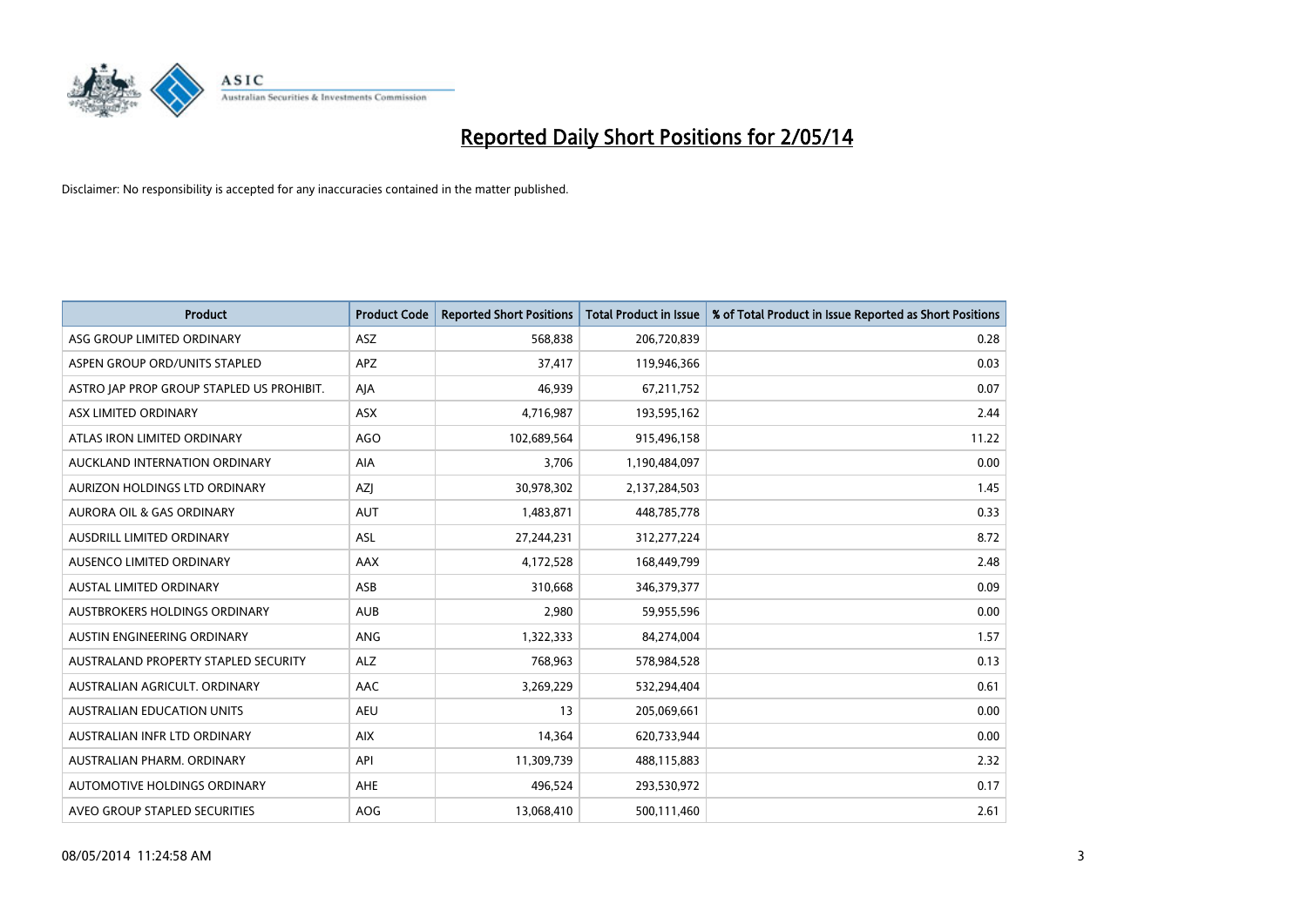# Reported Daily Short Positions for 2/05/14

Disclaimer: No responsibility is accepted for any inaccuracies contained in the matter published.

| Product | Product Code | Reported Short Positions | Total Product in Issue | % of Total Product in Issue Reported as Short Positions |
|---|---|---|---|---|
| ASG GROUP LIMITED ORDINARY | ASZ | 568,838 | 206,720,839 | 0.28 |
| ASPEN GROUP ORD/UNITS STAPLED | APZ | 37,417 | 119,946,366 | 0.03 |
| ASTRO JAP PROP GROUP STAPLED US PROHIBIT. | AJA | 46,939 | 67,211,752 | 0.07 |
| ASX LIMITED ORDINARY | ASX | 4,716,987 | 193,595,162 | 2.44 |
| ATLAS IRON LIMITED ORDINARY | AGO | 102,689,564 | 915,496,158 | 11.22 |
| AUCKLAND INTERNATION ORDINARY | AIA | 3,706 | 1,190,484,097 | 0.00 |
| AURIZON HOLDINGS LTD ORDINARY | AZJ | 30,978,302 | 2,137,284,503 | 1.45 |
| AURORA OIL & GAS ORDINARY | AUT | 1,483,871 | 448,785,778 | 0.33 |
| AUSDRILL LIMITED ORDINARY | ASL | 27,244,231 | 312,277,224 | 8.72 |
| AUSENCO LIMITED ORDINARY | AAX | 4,172,528 | 168,449,799 | 2.48 |
| AUSTAL LIMITED ORDINARY | ASB | 310,668 | 346,379,377 | 0.09 |
| AUSTBROKERS HOLDINGS ORDINARY | AUB | 2,980 | 59,955,596 | 0.00 |
| AUSTIN ENGINEERING ORDINARY | ANG | 1,322,333 | 84,274,004 | 1.57 |
| AUSTRALAND PROPERTY STAPLED SECURITY | ALZ | 768,963 | 578,984,528 | 0.13 |
| AUSTRALIAN AGRICULT. ORDINARY | AAC | 3,269,229 | 532,294,404 | 0.61 |
| AUSTRALIAN EDUCATION UNITS | AEU | 13 | 205,069,661 | 0.00 |
| AUSTRALIAN INFR LTD ORDINARY | AIX | 14,364 | 620,733,944 | 0.00 |
| AUSTRALIAN PHARM. ORDINARY | API | 11,309,739 | 488,115,883 | 2.32 |
| AUTOMOTIVE HOLDINGS ORDINARY | AHE | 496,524 | 293,530,972 | 0.17 |
| AVEO GROUP STAPLED SECURITIES | AOG | 13,068,410 | 500,111,460 | 2.61 |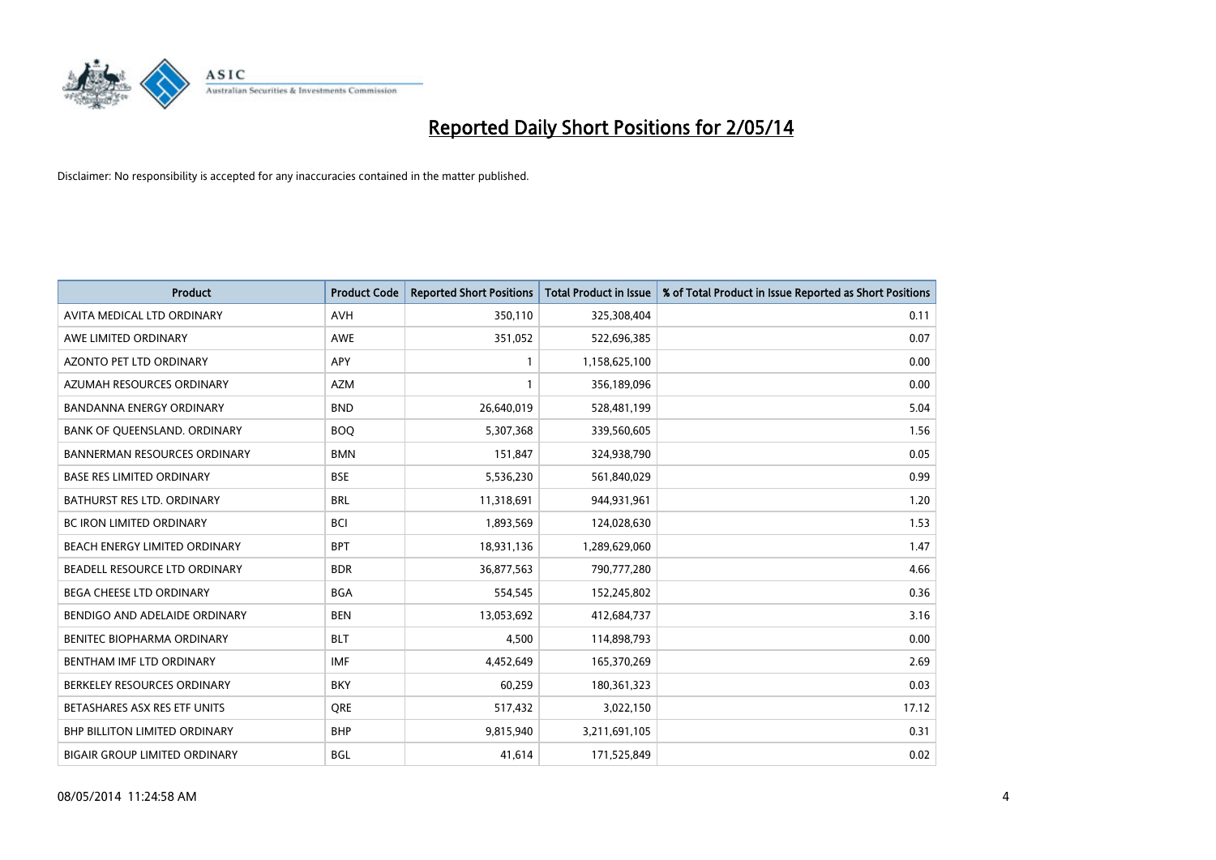# Reported Daily Short Positions for 2/05/14

Disclaimer: No responsibility is accepted for any inaccuracies contained in the matter published.

| Product | Product Code | Reported Short Positions | Total Product in Issue | % of Total Product in Issue Reported as Short Positions |
|---|---|---|---|---|
| AVITA MEDICAL LTD ORDINARY | AVH | 350,110 | 325,308,404 | 0.11 |
| AWE LIMITED ORDINARY | AWE | 351,052 | 522,696,385 | 0.07 |
| AZONTO PET LTD ORDINARY | APY | 1 | 1,158,625,100 | 0.00 |
| AZUMAH RESOURCES ORDINARY | AZM | 1 | 356,189,096 | 0.00 |
| BANDANNA ENERGY ORDINARY | BND | 26,640,019 | 528,481,199 | 5.04 |
| BANK OF QUEENSLAND. ORDINARY | BOQ | 5,307,368 | 339,560,605 | 1.56 |
| BANNERMAN RESOURCES ORDINARY | BMN | 151,847 | 324,938,790 | 0.05 |
| BASE RES LIMITED ORDINARY | BSE | 5,536,230 | 561,840,029 | 0.99 |
| BATHURST RES LTD. ORDINARY | BRL | 11,318,691 | 944,931,961 | 1.20 |
| BC IRON LIMITED ORDINARY | BCI | 1,893,569 | 124,028,630 | 1.53 |
| BEACH ENERGY LIMITED ORDINARY | BPT | 18,931,136 | 1,289,629,060 | 1.47 |
| BEADELL RESOURCE LTD ORDINARY | BDR | 36,877,563 | 790,777,280 | 4.66 |
| BEGA CHEESE LTD ORDINARY | BGA | 554,545 | 152,245,802 | 0.36 |
| BENDIGO AND ADELAIDE ORDINARY | BEN | 13,053,692 | 412,684,737 | 3.16 |
| BENITEC BIOPHARMA ORDINARY | BLT | 4,500 | 114,898,793 | 0.00 |
| BENTHAM IMF LTD ORDINARY | IMF | 4,452,649 | 165,370,269 | 2.69 |
| BERKELEY RESOURCES ORDINARY | BKY | 60,259 | 180,361,323 | 0.03 |
| BETASHARES ASX RES ETF UNITS | QRE | 517,432 | 3,022,150 | 17.12 |
| BHP BILLITON LIMITED ORDINARY | BHP | 9,815,940 | 3,211,691,105 | 0.31 |
| BIGAIR GROUP LIMITED ORDINARY | BGL | 41,614 | 171,525,849 | 0.02 |

08/05/2014 11:24:58 AM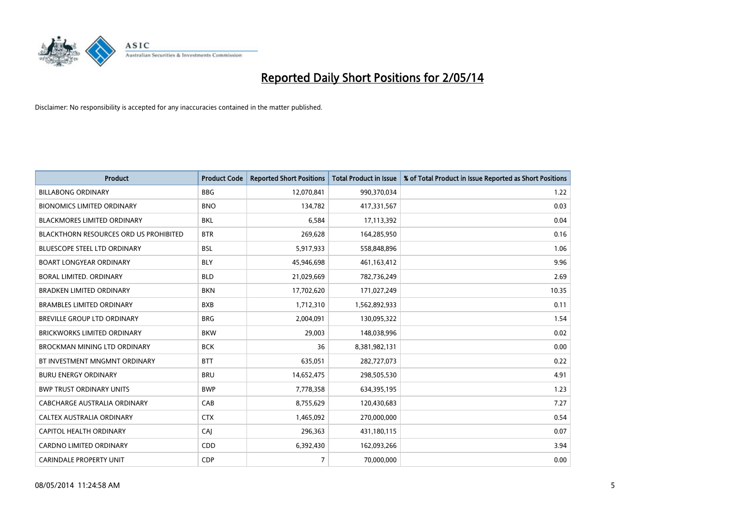# Reported Daily Short Positions for 2/05/14

Disclaimer: No responsibility is accepted for any inaccuracies contained in the matter published.

| Product | Product Code | Reported Short Positions | Total Product in Issue | % of Total Product in Issue Reported as Short Positions |
|---|---|---|---|---|
| BILLABONG ORDINARY | BBG | 12,070,841 | 990,370,034 | 1.22 |
| BIONOMICS LIMITED ORDINARY | BNO | 134,782 | 417,331,567 | 0.03 |
| BLACKMORES LIMITED ORDINARY | BKL | 6,584 | 17,113,392 | 0.04 |
| BLACKTHORN RESOURCES ORD US PROHIBITED | BTR | 269,628 | 164,285,950 | 0.16 |
| BLUESCOPE STEEL LTD ORDINARY | BSL | 5,917,933 | 558,848,896 | 1.06 |
| BOART LONGYEAR ORDINARY | BLY | 45,946,698 | 461,163,412 | 9.96 |
| BORAL LIMITED. ORDINARY | BLD | 21,029,669 | 782,736,249 | 2.69 |
| BRADKEN LIMITED ORDINARY | BKN | 17,702,620 | 171,027,249 | 10.35 |
| BRAMBLES LIMITED ORDINARY | BXB | 1,712,310 | 1,562,892,933 | 0.11 |
| BREVILLE GROUP LTD ORDINARY | BRG | 2,004,091 | 130,095,322 | 1.54 |
| BRICKWORKS LIMITED ORDINARY | BKW | 29,003 | 148,038,996 | 0.02 |
| BROCKMAN MINING LTD ORDINARY | BCK | 36 | 8,381,982,131 | 0.00 |
| BT INVESTMENT MNGMNT ORDINARY | BTT | 635,051 | 282,727,073 | 0.22 |
| BURU ENERGY ORDINARY | BRU | 14,652,475 | 298,505,530 | 4.91 |
| BWP TRUST ORDINARY UNITS | BWP | 7,778,358 | 634,395,195 | 1.23 |
| CABCHARGE AUSTRALIA ORDINARY | CAB | 8,755,629 | 120,430,683 | 7.27 |
| CALTEX AUSTRALIA ORDINARY | CTX | 1,465,092 | 270,000,000 | 0.54 |
| CAPITOL HEALTH ORDINARY | CAJ | 296,363 | 431,180,115 | 0.07 |
| CARDNO LIMITED ORDINARY | CDD | 6,392,430 | 162,093,266 | 3.94 |
| CARINDALE PROPERTY UNIT | CDP | 7 | 70,000,000 | 0.00 |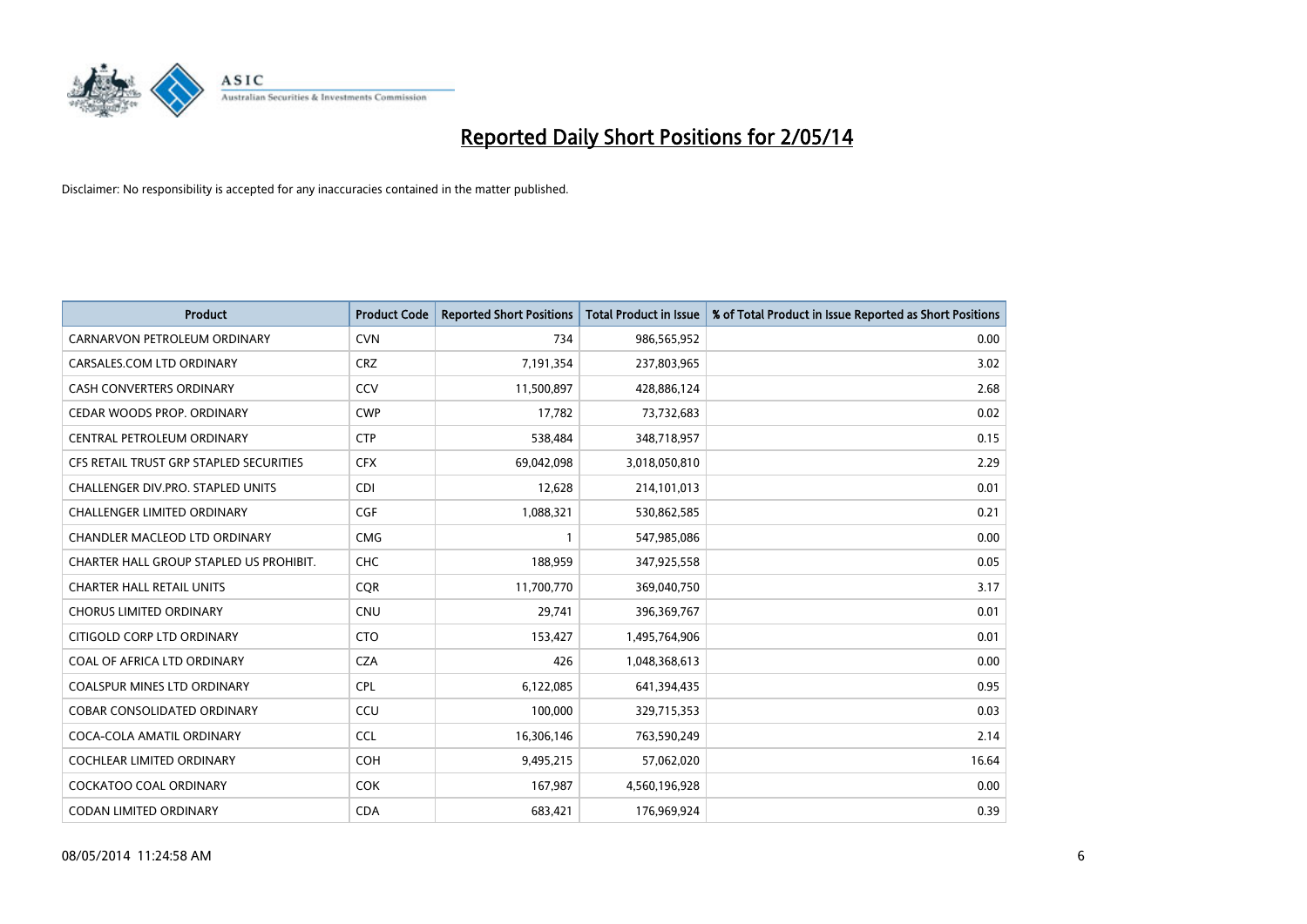# Reported Daily Short Positions for 2/05/14

Disclaimer: No responsibility is accepted for any inaccuracies contained in the matter published.

| Product | Product Code | Reported Short Positions | Total Product in Issue | % of Total Product in Issue Reported as Short Positions |
|---|---|---|---|---|
| CARNARVON PETROLEUM ORDINARY | CVN | 734 | 986,565,952 | 0.00 |
| CARSALES.COM LTD ORDINARY | CRZ | 7,191,354 | 237,803,965 | 3.02 |
| CASH CONVERTERS ORDINARY | CCV | 11,500,897 | 428,886,124 | 2.68 |
| CEDAR WOODS PROP. ORDINARY | CWP | 17,782 | 73,732,683 | 0.02 |
| CENTRAL PETROLEUM ORDINARY | CTP | 538,484 | 348,718,957 | 0.15 |
| CFS RETAIL TRUST GRP STAPLED SECURITIES | CFX | 69,042,098 | 3,018,050,810 | 2.29 |
| CHALLENGER DIV.PRO. STAPLED UNITS | CDI | 12,628 | 214,101,013 | 0.01 |
| CHALLENGER LIMITED ORDINARY | CGF | 1,088,321 | 530,862,585 | 0.21 |
| CHANDLER MACLEOD LTD ORDINARY | CMG | 1 | 547,985,086 | 0.00 |
| CHARTER HALL GROUP STAPLED US PROHIBIT. | CHC | 188,959 | 347,925,558 | 0.05 |
| CHARTER HALL RETAIL UNITS | CQR | 11,700,770 | 369,040,750 | 3.17 |
| CHORUS LIMITED ORDINARY | CNU | 29,741 | 396,369,767 | 0.01 |
| CITIGOLD CORP LTD ORDINARY | CTO | 153,427 | 1,495,764,906 | 0.01 |
| COAL OF AFRICA LTD ORDINARY | CZA | 426 | 1,048,368,613 | 0.00 |
| COALSPUR MINES LTD ORDINARY | CPL | 6,122,085 | 641,394,435 | 0.95 |
| COBAR CONSOLIDATED ORDINARY | CCU | 100,000 | 329,715,353 | 0.03 |
| COCA-COLA AMATIL ORDINARY | CCL | 16,306,146 | 763,590,249 | 2.14 |
| COCHLEAR LIMITED ORDINARY | COH | 9,495,215 | 57,062,020 | 16.64 |
| COCKATOO COAL ORDINARY | COK | 167,987 | 4,560,196,928 | 0.00 |
| CODAN LIMITED ORDINARY | CDA | 683,421 | 176,969,924 | 0.39 |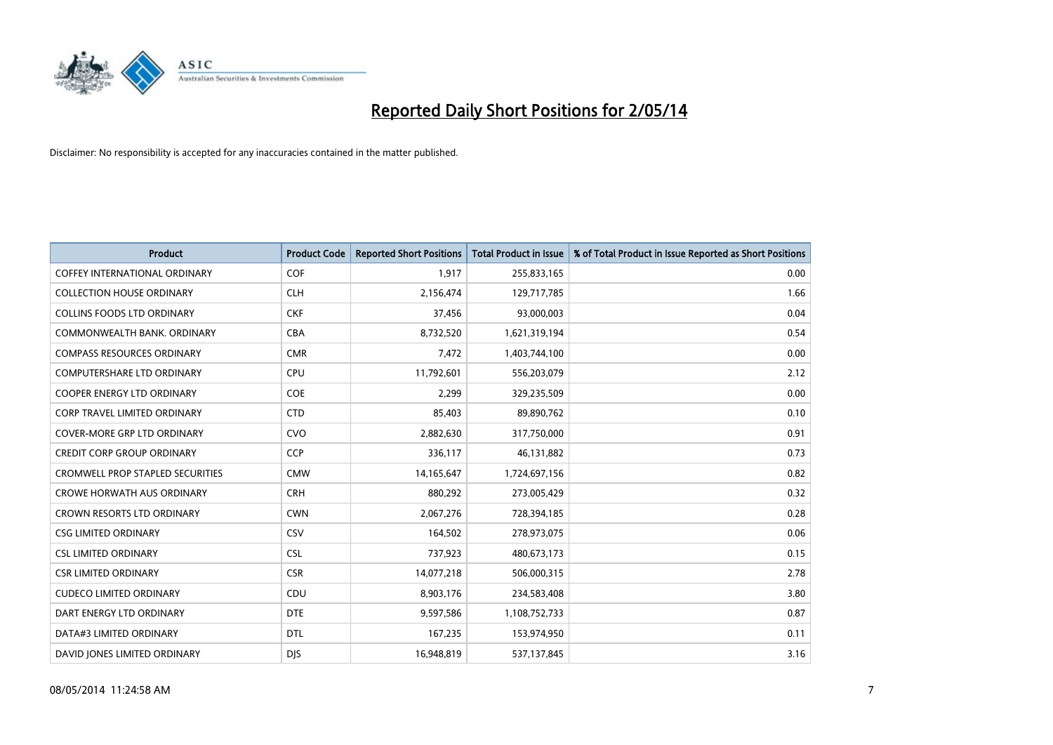# Reported Daily Short Positions for 2/05/14

Disclaimer: No responsibility is accepted for any inaccuracies contained in the matter published.

| Product | Product Code | Reported Short Positions | Total Product in Issue | % of Total Product in Issue Reported as Short Positions |
|---|---|---|---|---|
| COFFEY INTERNATIONAL ORDINARY | COF | 1,917 | 255,833,165 | 0.00 |
| COLLECTION HOUSE ORDINARY | CLH | 2,156,474 | 129,717,785 | 1.66 |
| COLLINS FOODS LTD ORDINARY | CKF | 37,456 | 93,000,003 | 0.04 |
| COMMONWEALTH BANK. ORDINARY | CBA | 8,732,520 | 1,621,319,194 | 0.54 |
| COMPASS RESOURCES ORDINARY | CMR | 7,472 | 1,403,744,100 | 0.00 |
| COMPUTERSHARE LTD ORDINARY | CPU | 11,792,601 | 556,203,079 | 2.12 |
| COOPER ENERGY LTD ORDINARY | COE | 2,299 | 329,235,509 | 0.00 |
| CORP TRAVEL LIMITED ORDINARY | CTD | 85,403 | 89,890,762 | 0.10 |
| COVER-MORE GRP LTD ORDINARY | CVO | 2,882,630 | 317,750,000 | 0.91 |
| CREDIT CORP GROUP ORDINARY | CCP | 336,117 | 46,131,882 | 0.73 |
| CROMWELL PROP STAPLED SECURITIES | CMW | 14,165,647 | 1,724,697,156 | 0.82 |
| CROWE HORWATH AUS ORDINARY | CRH | 880,292 | 273,005,429 | 0.32 |
| CROWN RESORTS LTD ORDINARY | CWN | 2,067,276 | 728,394,185 | 0.28 |
| CSG LIMITED ORDINARY | CSV | 164,502 | 278,973,075 | 0.06 |
| CSL LIMITED ORDINARY | CSL | 737,923 | 480,673,173 | 0.15 |
| CSR LIMITED ORDINARY | CSR | 14,077,218 | 506,000,315 | 2.78 |
| CUDECO LIMITED ORDINARY | CDU | 8,903,176 | 234,583,408 | 3.80 |
| DART ENERGY LTD ORDINARY | DTE | 9,597,586 | 1,108,752,733 | 0.87 |
| DATA#3 LIMITED ORDINARY | DTL | 167,235 | 153,974,950 | 0.11 |
| DAVID JONES LIMITED ORDINARY | DJS | 16,948,819 | 537,137,845 | 3.16 |

08/05/2014 11:24:58 AM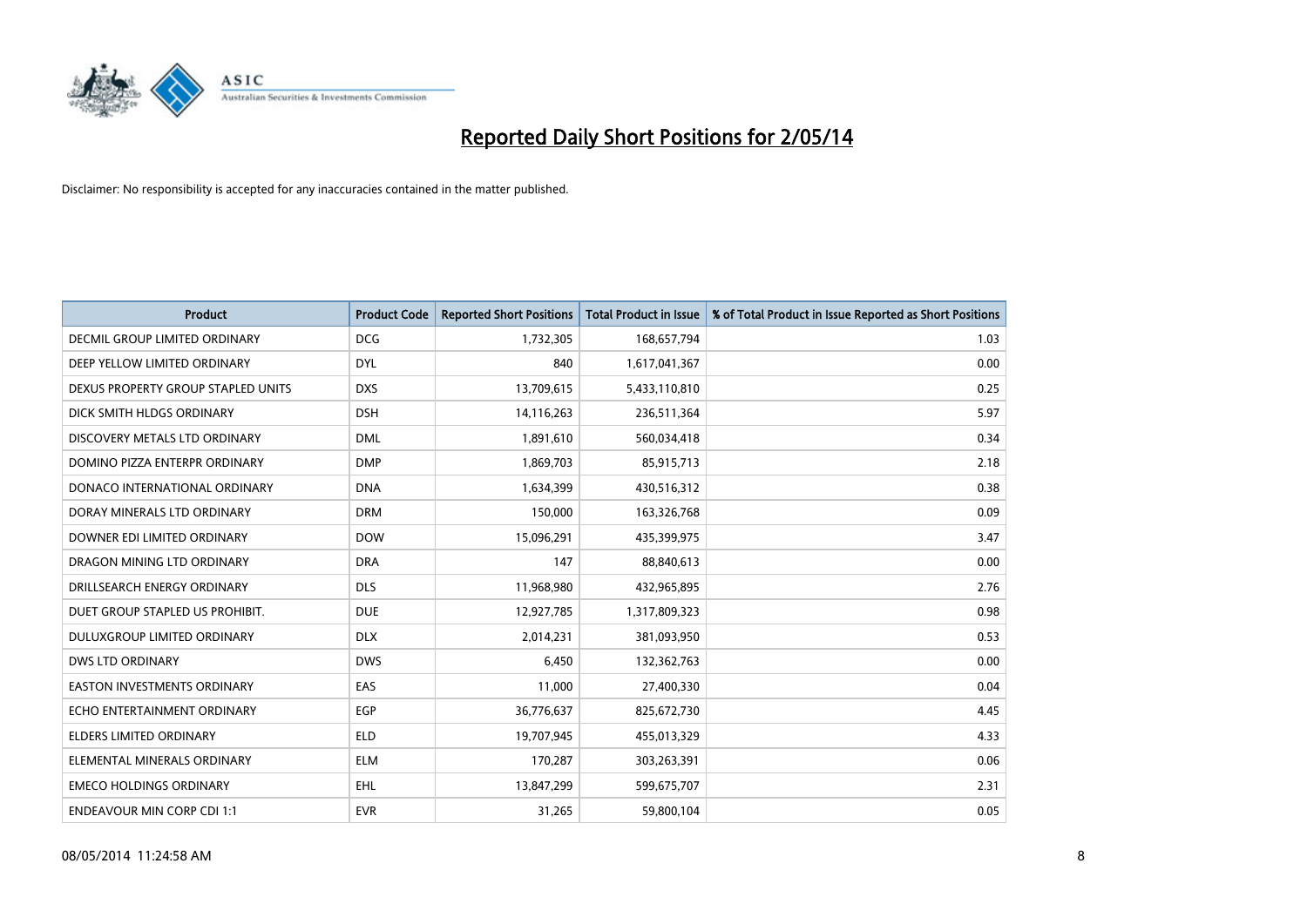# Reported Daily Short Positions for 2/05/14

Disclaimer: No responsibility is accepted for any inaccuracies contained in the matter published.

| Product | Product Code | Reported Short Positions | Total Product in Issue | % of Total Product in Issue Reported as Short Positions |
|---|---|---|---|---|
| DECMIL GROUP LIMITED ORDINARY | DCG | 1,732,305 | 168,657,794 | 1.03 |
| DEEP YELLOW LIMITED ORDINARY | DYL | 840 | 1,617,041,367 | 0.00 |
| DEXUS PROPERTY GROUP STAPLED UNITS | DXS | 13,709,615 | 5,433,110,810 | 0.25 |
| DICK SMITH HLDGS ORDINARY | DSH | 14,116,263 | 236,511,364 | 5.97 |
| DISCOVERY METALS LTD ORDINARY | DML | 1,891,610 | 560,034,418 | 0.34 |
| DOMINO PIZZA ENTERPR ORDINARY | DMP | 1,869,703 | 85,915,713 | 2.18 |
| DONACO INTERNATIONAL ORDINARY | DNA | 1,634,399 | 430,516,312 | 0.38 |
| DORAY MINERALS LTD ORDINARY | DRM | 150,000 | 163,326,768 | 0.09 |
| DOWNER EDI LIMITED ORDINARY | DOW | 15,096,291 | 435,399,975 | 3.47 |
| DRAGON MINING LTD ORDINARY | DRA | 147 | 88,840,613 | 0.00 |
| DRILLSEARCH ENERGY ORDINARY | DLS | 11,968,980 | 432,965,895 | 2.76 |
| DUET GROUP STAPLED US PROHIBIT. | DUE | 12,927,785 | 1,317,809,323 | 0.98 |
| DULUXGROUP LIMITED ORDINARY | DLX | 2,014,231 | 381,093,950 | 0.53 |
| DWS LTD ORDINARY | DWS | 6,450 | 132,362,763 | 0.00 |
| EASTON INVESTMENTS ORDINARY | EAS | 11,000 | 27,400,330 | 0.04 |
| ECHO ENTERTAINMENT ORDINARY | EGP | 36,776,637 | 825,672,730 | 4.45 |
| ELDERS LIMITED ORDINARY | ELD | 19,707,945 | 455,013,329 | 4.33 |
| ELEMENTAL MINERALS ORDINARY | ELM | 170,287 | 303,263,391 | 0.06 |
| EMECO HOLDINGS ORDINARY | EHL | 13,847,299 | 599,675,707 | 2.31 |
| ENDEAVOUR MIN CORP CDI 1:1 | EVR | 31,265 | 59,800,104 | 0.05 |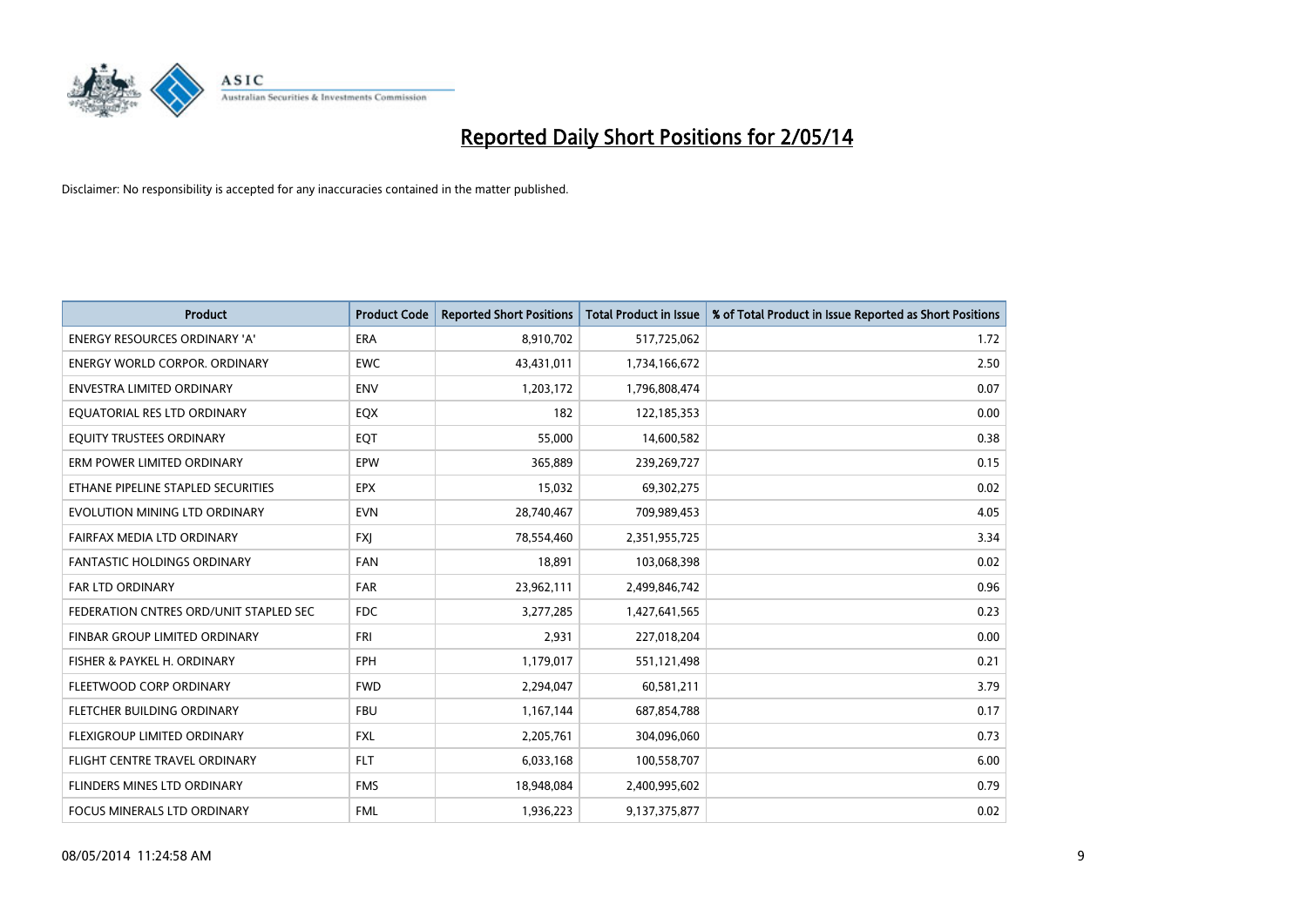# Reported Daily Short Positions for 2/05/14

Disclaimer: No responsibility is accepted for any inaccuracies contained in the matter published.

| Product | Product Code | Reported Short Positions | Total Product in Issue | % of Total Product in Issue Reported as Short Positions |
|---|---|---|---|---|
| ENERGY RESOURCES ORDINARY 'A' | ERA | 8,910,702 | 517,725,062 | 1.72 |
| ENERGY WORLD CORPOR. ORDINARY | EWC | 43,431,011 | 1,734,166,672 | 2.50 |
| ENVESTRA LIMITED ORDINARY | ENV | 1,203,172 | 1,796,808,474 | 0.07 |
| EQUATORIAL RES LTD ORDINARY | EQX | 182 | 122,185,353 | 0.00 |
| EQUITY TRUSTEES ORDINARY | EQT | 55,000 | 14,600,582 | 0.38 |
| ERM POWER LIMITED ORDINARY | EPW | 365,889 | 239,269,727 | 0.15 |
| ETHANE PIPELINE STAPLED SECURITIES | EPX | 15,032 | 69,302,275 | 0.02 |
| EVOLUTION MINING LTD ORDINARY | EVN | 28,740,467 | 709,989,453 | 4.05 |
| FAIRFAX MEDIA LTD ORDINARY | FXJ | 78,554,460 | 2,351,955,725 | 3.34 |
| FANTASTIC HOLDINGS ORDINARY | FAN | 18,891 | 103,068,398 | 0.02 |
| FAR LTD ORDINARY | FAR | 23,962,111 | 2,499,846,742 | 0.96 |
| FEDERATION CNTRES ORD/UNIT STAPLED SEC | FDC | 3,277,285 | 1,427,641,565 | 0.23 |
| FINBAR GROUP LIMITED ORDINARY | FRI | 2,931 | 227,018,204 | 0.00 |
| FISHER & PAYKEL H. ORDINARY | FPH | 1,179,017 | 551,121,498 | 0.21 |
| FLEETWOOD CORP ORDINARY | FWD | 2,294,047 | 60,581,211 | 3.79 |
| FLETCHER BUILDING ORDINARY | FBU | 1,167,144 | 687,854,788 | 0.17 |
| FLEXIGROUP LIMITED ORDINARY | FXL | 2,205,761 | 304,096,060 | 0.73 |
| FLIGHT CENTRE TRAVEL ORDINARY | FLT | 6,033,168 | 100,558,707 | 6.00 |
| FLINDERS MINES LTD ORDINARY | FMS | 18,948,084 | 2,400,995,602 | 0.79 |
| FOCUS MINERALS LTD ORDINARY | FML | 1,936,223 | 9,137,375,877 | 0.02 |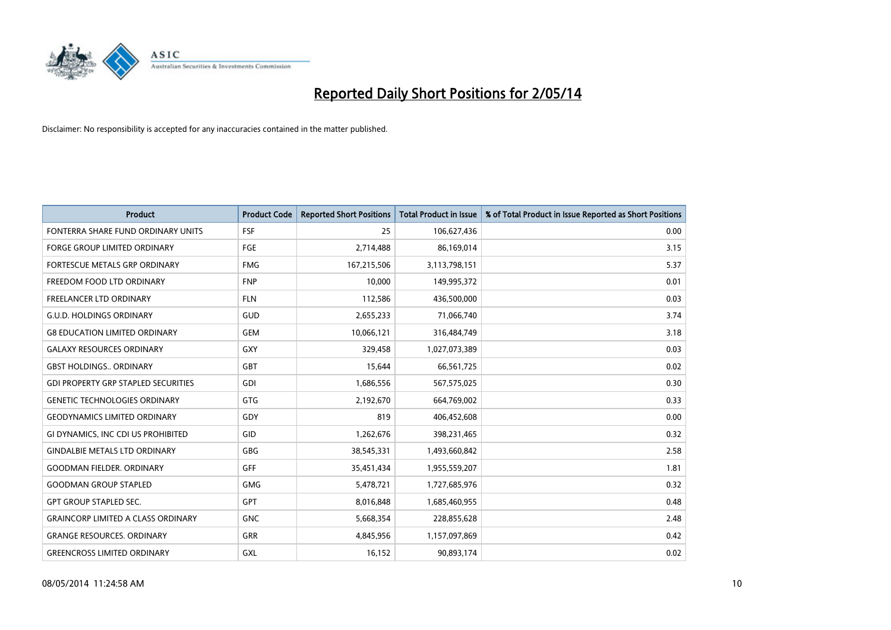# Reported Daily Short Positions for 2/05/14

Disclaimer: No responsibility is accepted for any inaccuracies contained in the matter published.

| Product | Product Code | Reported Short Positions | Total Product in Issue | % of Total Product in Issue Reported as Short Positions |
|---|---|---|---|---|
| FONTERRA SHARE FUND ORDINARY UNITS | FSF | 25 | 106,627,436 | 0.00 |
| FORGE GROUP LIMITED ORDINARY | FGE | 2,714,488 | 86,169,014 | 3.15 |
| FORTESCUE METALS GRP ORDINARY | FMG | 167,215,506 | 3,113,798,151 | 5.37 |
| FREEDOM FOOD LTD ORDINARY | FNP | 10,000 | 149,995,372 | 0.01 |
| FREELANCER LTD ORDINARY | FLN | 112,586 | 436,500,000 | 0.03 |
| G.U.D. HOLDINGS ORDINARY | GUD | 2,655,233 | 71,066,740 | 3.74 |
| G8 EDUCATION LIMITED ORDINARY | GEM | 10,066,121 | 316,484,749 | 3.18 |
| GALAXY RESOURCES ORDINARY | GXY | 329,458 | 1,027,073,389 | 0.03 |
| GBST HOLDINGS.. ORDINARY | GBT | 15,644 | 66,561,725 | 0.02 |
| GDI PROPERTY GRP STAPLED SECURITIES | GDI | 1,686,556 | 567,575,025 | 0.30 |
| GENETIC TECHNOLOGIES ORDINARY | GTG | 2,192,670 | 664,769,002 | 0.33 |
| GEODYNAMICS LIMITED ORDINARY | GDY | 819 | 406,452,608 | 0.00 |
| GI DYNAMICS, INC CDI US PROHIBITED | GID | 1,262,676 | 398,231,465 | 0.32 |
| GINDALBIE METALS LTD ORDINARY | GBG | 38,545,331 | 1,493,660,842 | 2.58 |
| GOODMAN FIELDER. ORDINARY | GFF | 35,451,434 | 1,955,559,207 | 1.81 |
| GOODMAN GROUP STAPLED | GMG | 5,478,721 | 1,727,685,976 | 0.32 |
| GPT GROUP STAPLED SEC. | GPT | 8,016,848 | 1,685,460,955 | 0.48 |
| GRAINCORP LIMITED A CLASS ORDINARY | GNC | 5,668,354 | 228,855,628 | 2.48 |
| GRANGE RESOURCES. ORDINARY | GRR | 4,845,956 | 1,157,097,869 | 0.42 |
| GREENCROSS LIMITED ORDINARY | GXL | 16,152 | 90,893,174 | 0.02 |

08/05/2014 11:24:58 AM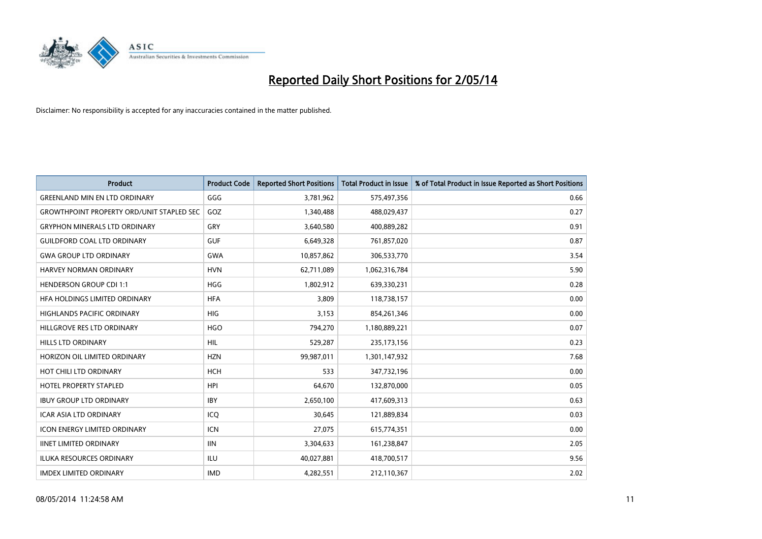# Reported Daily Short Positions for 2/05/14

Disclaimer: No responsibility is accepted for any inaccuracies contained in the matter published.

| Product | Product Code | Reported Short Positions | Total Product in Issue | % of Total Product in Issue Reported as Short Positions |
|---|---|---|---|---|
| GREENLAND MIN EN LTD ORDINARY | GGG | 3,781,962 | 575,497,356 | 0.66 |
| GROWTHPOINT PROPERTY ORD/UNIT STAPLED SEC | GOZ | 1,340,488 | 488,029,437 | 0.27 |
| GRYPHON MINERALS LTD ORDINARY | GRY | 3,640,580 | 400,889,282 | 0.91 |
| GUILDFORD COAL LTD ORDINARY | GUF | 6,649,328 | 761,857,020 | 0.87 |
| GWA GROUP LTD ORDINARY | GWA | 10,857,862 | 306,533,770 | 3.54 |
| HARVEY NORMAN ORDINARY | HVN | 62,711,089 | 1,062,316,784 | 5.90 |
| HENDERSON GROUP CDI 1:1 | HGG | 1,802,912 | 639,330,231 | 0.28 |
| HFA HOLDINGS LIMITED ORDINARY | HFA | 3,809 | 118,738,157 | 0.00 |
| HIGHLANDS PACIFIC ORDINARY | HIG | 3,153 | 854,261,346 | 0.00 |
| HILLGROVE RES LTD ORDINARY | HGO | 794,270 | 1,180,889,221 | 0.07 |
| HILLS LTD ORDINARY | HIL | 529,287 | 235,173,156 | 0.23 |
| HORIZON OIL LIMITED ORDINARY | HZN | 99,987,011 | 1,301,147,932 | 7.68 |
| HOT CHILI LTD ORDINARY | HCH | 533 | 347,732,196 | 0.00 |
| HOTEL PROPERTY STAPLED | HPI | 64,670 | 132,870,000 | 0.05 |
| IBUY GROUP LTD ORDINARY | IBY | 2,650,100 | 417,609,313 | 0.63 |
| ICAR ASIA LTD ORDINARY | ICQ | 30,645 | 121,889,834 | 0.03 |
| ICON ENERGY LIMITED ORDINARY | ICN | 27,075 | 615,774,351 | 0.00 |
| IINET LIMITED ORDINARY | IIN | 3,304,633 | 161,238,847 | 2.05 |
| ILUKA RESOURCES ORDINARY | ILU | 40,027,881 | 418,700,517 | 9.56 |
| IMDEX LIMITED ORDINARY | IMD | 4,282,551 | 212,110,367 | 2.02 |

08/05/2014 11:24:58 AM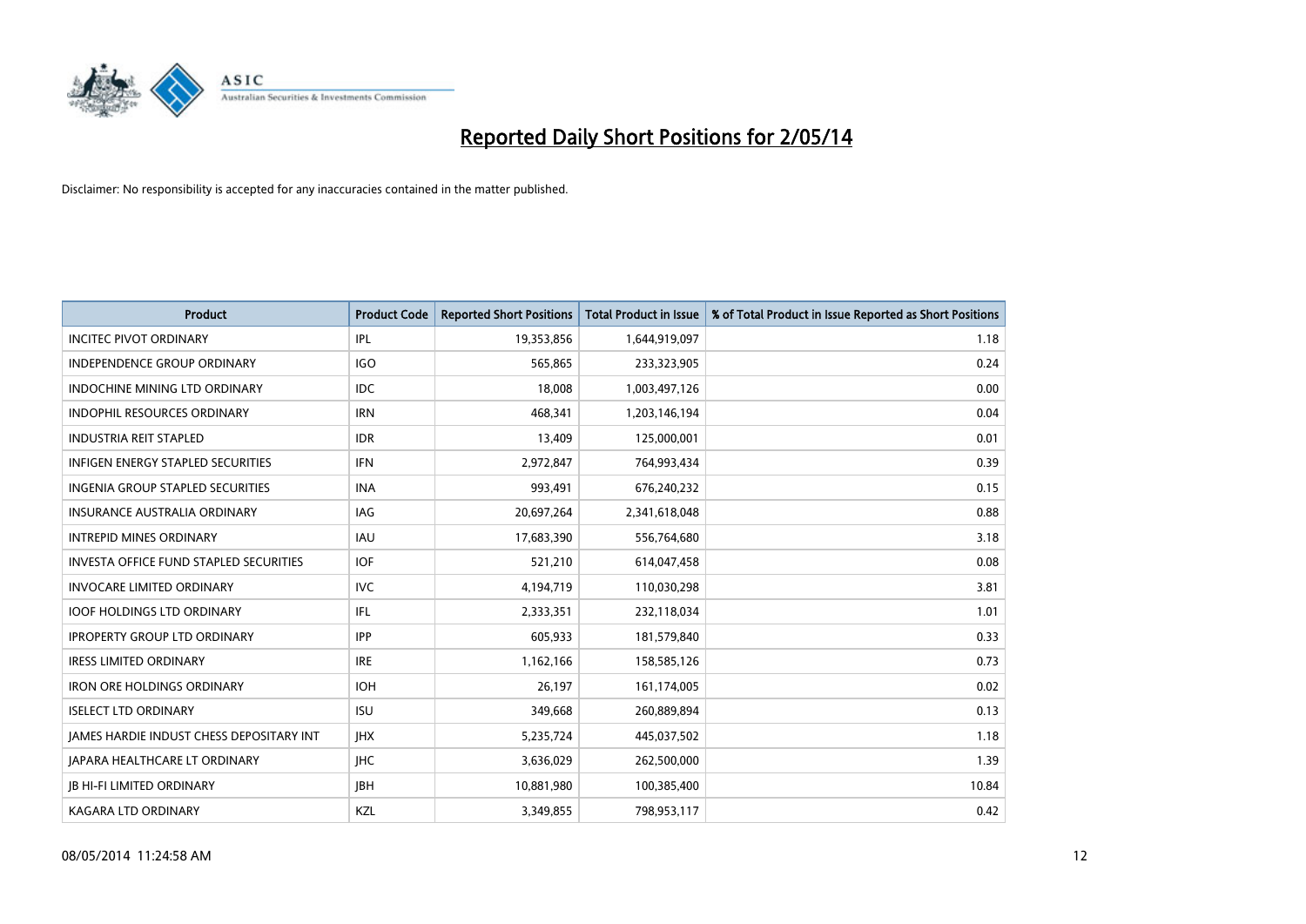# Reported Daily Short Positions for 2/05/14

Disclaimer: No responsibility is accepted for any inaccuracies contained in the matter published.

| Product | Product Code | Reported Short Positions | Total Product in Issue | % of Total Product in Issue Reported as Short Positions |
|---|---|---|---|---|
| INCITEC PIVOT ORDINARY | IPL | 19,353,856 | 1,644,919,097 | 1.18 |
| INDEPENDENCE GROUP ORDINARY | IGO | 565,865 | 233,323,905 | 0.24 |
| INDOCHINE MINING LTD ORDINARY | IDC | 18,008 | 1,003,497,126 | 0.00 |
| INDOPHIL RESOURCES ORDINARY | IRN | 468,341 | 1,203,146,194 | 0.04 |
| INDUSTRIA REIT STAPLED | IDR | 13,409 | 125,000,001 | 0.01 |
| INFIGEN ENERGY STAPLED SECURITIES | IFN | 2,972,847 | 764,993,434 | 0.39 |
| INGENIA GROUP STAPLED SECURITIES | INA | 993,491 | 676,240,232 | 0.15 |
| INSURANCE AUSTRALIA ORDINARY | IAG | 20,697,264 | 2,341,618,048 | 0.88 |
| INTREPID MINES ORDINARY | IAU | 17,683,390 | 556,764,680 | 3.18 |
| INVESTA OFFICE FUND STAPLED SECURITIES | IOF | 521,210 | 614,047,458 | 0.08 |
| INVOCARE LIMITED ORDINARY | IVC | 4,194,719 | 110,030,298 | 3.81 |
| IOOF HOLDINGS LTD ORDINARY | IFL | 2,333,351 | 232,118,034 | 1.01 |
| IPROPERTY GROUP LTD ORDINARY | IPP | 605,933 | 181,579,840 | 0.33 |
| IRESS LIMITED ORDINARY | IRE | 1,162,166 | 158,585,126 | 0.73 |
| IRON ORE HOLDINGS ORDINARY | IOH | 26,197 | 161,174,005 | 0.02 |
| ISELECT LTD ORDINARY | ISU | 349,668 | 260,889,894 | 0.13 |
| JAMES HARDIE INDUST CHESS DEPOSITARY INT | JHX | 5,235,724 | 445,037,502 | 1.18 |
| JAPARA HEALTHCARE LT ORDINARY | JHC | 3,636,029 | 262,500,000 | 1.39 |
| JB HI-FI LIMITED ORDINARY | JBH | 10,881,980 | 100,385,400 | 10.84 |
| KAGARA LTD ORDINARY | KZL | 3,349,855 | 798,953,117 | 0.42 |

08/05/2014 11:24:58 AM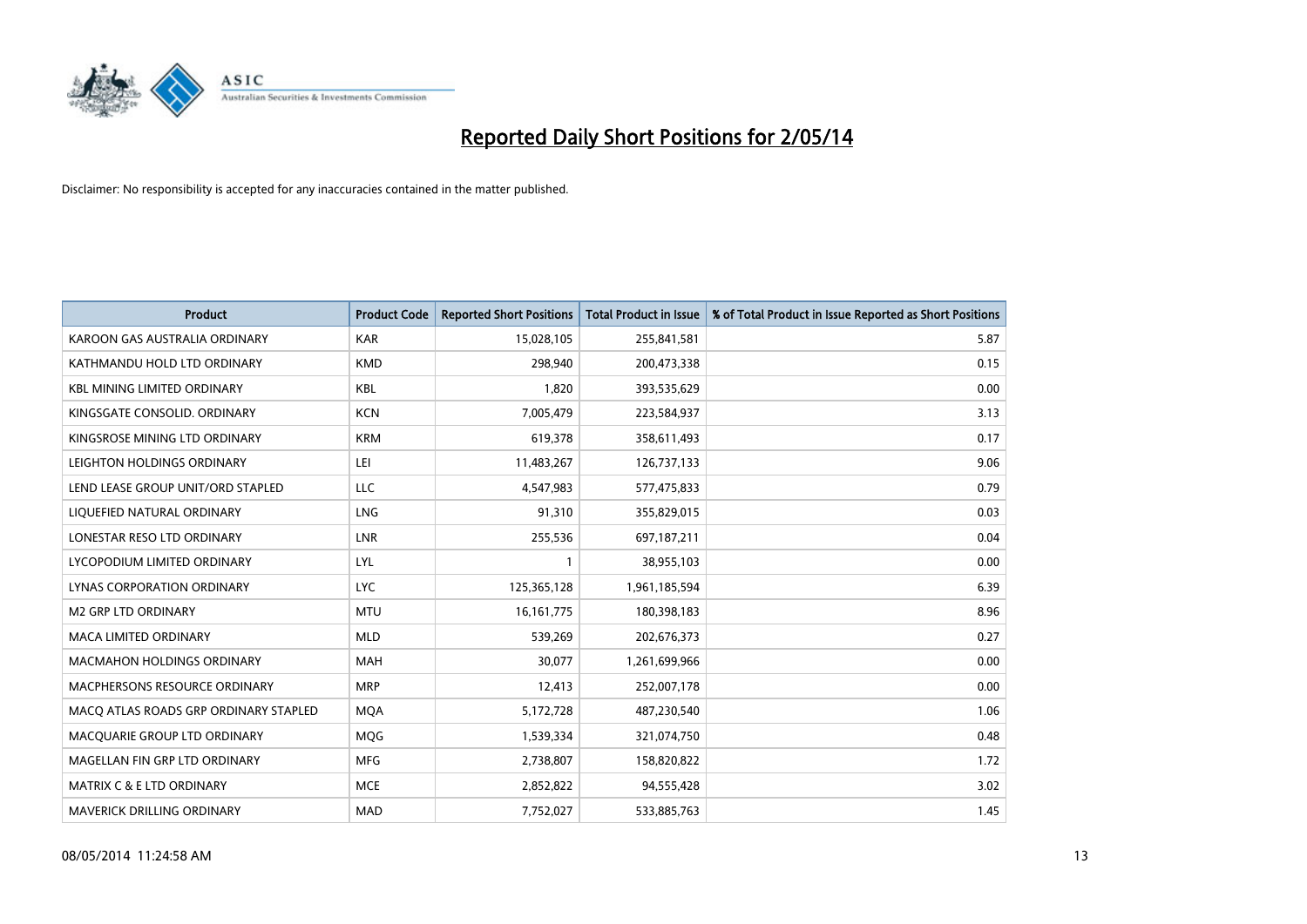# Reported Daily Short Positions for 2/05/14

Disclaimer: No responsibility is accepted for any inaccuracies contained in the matter published.

| Product | Product Code | Reported Short Positions | Total Product in Issue | % of Total Product in Issue Reported as Short Positions |
|---|---|---|---|---|
| KAROON GAS AUSTRALIA ORDINARY | KAR | 15,028,105 | 255,841,581 | 5.87 |
| KATHMANDU HOLD LTD ORDINARY | KMD | 298,940 | 200,473,338 | 0.15 |
| KBL MINING LIMITED ORDINARY | KBL | 1,820 | 393,535,629 | 0.00 |
| KINGSGATE CONSOLID. ORDINARY | KCN | 7,005,479 | 223,584,937 | 3.13 |
| KINGSROSE MINING LTD ORDINARY | KRM | 619,378 | 358,611,493 | 0.17 |
| LEIGHTON HOLDINGS ORDINARY | LEI | 11,483,267 | 126,737,133 | 9.06 |
| LEND LEASE GROUP UNIT/ORD STAPLED | LLC | 4,547,983 | 577,475,833 | 0.79 |
| LIQUEFIED NATURAL ORDINARY | LNG | 91,310 | 355,829,015 | 0.03 |
| LONESTAR RESO LTD ORDINARY | LNR | 255,536 | 697,187,211 | 0.04 |
| LYCOPODIUM LIMITED ORDINARY | LYL | 1 | 38,955,103 | 0.00 |
| LYNAS CORPORATION ORDINARY | LYC | 125,365,128 | 1,961,185,594 | 6.39 |
| M2 GRP LTD ORDINARY | MTU | 16,161,775 | 180,398,183 | 8.96 |
| MACA LIMITED ORDINARY | MLD | 539,269 | 202,676,373 | 0.27 |
| MACMAHON HOLDINGS ORDINARY | MAH | 30,077 | 1,261,699,966 | 0.00 |
| MACPHERSONS RESOURCE ORDINARY | MRP | 12,413 | 252,007,178 | 0.00 |
| MACQ ATLAS ROADS GRP ORDINARY STAPLED | MQA | 5,172,728 | 487,230,540 | 1.06 |
| MACQUARIE GROUP LTD ORDINARY | MQG | 1,539,334 | 321,074,750 | 0.48 |
| MAGELLAN FIN GRP LTD ORDINARY | MFG | 2,738,807 | 158,820,822 | 1.72 |
| MATRIX C & E LTD ORDINARY | MCE | 2,852,822 | 94,555,428 | 3.02 |
| MAVERICK DRILLING ORDINARY | MAD | 7,752,027 | 533,885,763 | 1.45 |

08/05/2014 11:24:58 AM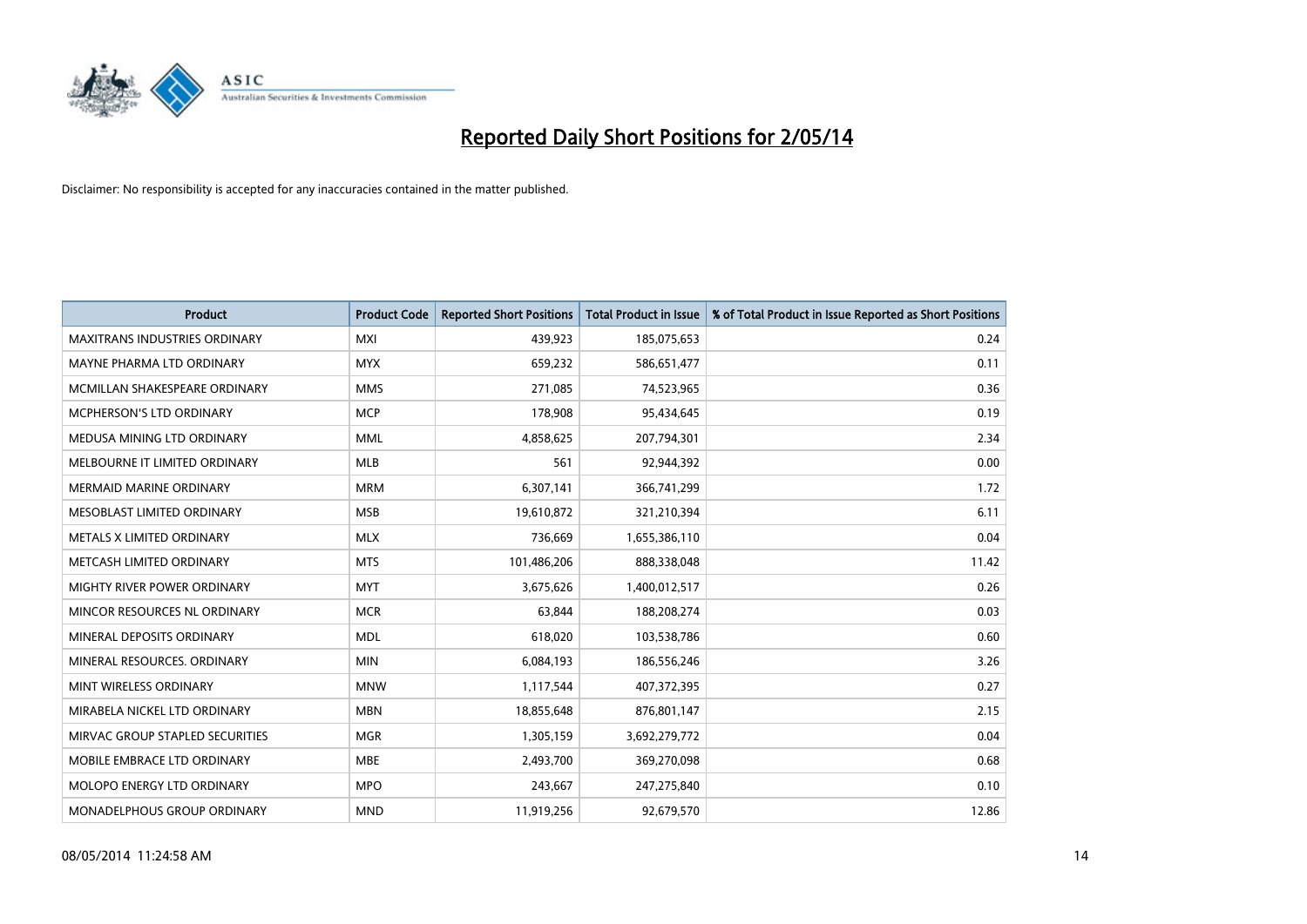# Reported Daily Short Positions for 2/05/14

Disclaimer: No responsibility is accepted for any inaccuracies contained in the matter published.

| Product | Product Code | Reported Short Positions | Total Product in Issue | % of Total Product in Issue Reported as Short Positions |
|---|---|---|---|---|
| MAXITRANS INDUSTRIES ORDINARY | MXI | 439,923 | 185,075,653 | 0.24 |
| MAYNE PHARMA LTD ORDINARY | MYX | 659,232 | 586,651,477 | 0.11 |
| MCMILLAN SHAKESPEARE ORDINARY | MMS | 271,085 | 74,523,965 | 0.36 |
| MCPHERSON'S LTD ORDINARY | MCP | 178,908 | 95,434,645 | 0.19 |
| MEDUSA MINING LTD ORDINARY | MML | 4,858,625 | 207,794,301 | 2.34 |
| MELBOURNE IT LIMITED ORDINARY | MLB | 561 | 92,944,392 | 0.00 |
| MERMAID MARINE ORDINARY | MRM | 6,307,141 | 366,741,299 | 1.72 |
| MESOBLAST LIMITED ORDINARY | MSB | 19,610,872 | 321,210,394 | 6.11 |
| METALS X LIMITED ORDINARY | MLX | 736,669 | 1,655,386,110 | 0.04 |
| METCASH LIMITED ORDINARY | MTS | 101,486,206 | 888,338,048 | 11.42 |
| MIGHTY RIVER POWER ORDINARY | MYT | 3,675,626 | 1,400,012,517 | 0.26 |
| MINCOR RESOURCES NL ORDINARY | MCR | 63,844 | 188,208,274 | 0.03 |
| MINERAL DEPOSITS ORDINARY | MDL | 618,020 | 103,538,786 | 0.60 |
| MINERAL RESOURCES. ORDINARY | MIN | 6,084,193 | 186,556,246 | 3.26 |
| MINT WIRELESS ORDINARY | MNW | 1,117,544 | 407,372,395 | 0.27 |
| MIRABELA NICKEL LTD ORDINARY | MBN | 18,855,648 | 876,801,147 | 2.15 |
| MIRVAC GROUP STAPLED SECURITIES | MGR | 1,305,159 | 3,692,279,772 | 0.04 |
| MOBILE EMBRACE LTD ORDINARY | MBE | 2,493,700 | 369,270,098 | 0.68 |
| MOLOPO ENERGY LTD ORDINARY | MPO | 243,667 | 247,275,840 | 0.10 |
| MONADELPHOUS GROUP ORDINARY | MND | 11,919,256 | 92,679,570 | 12.86 |

08/05/2014 11:24:58 AM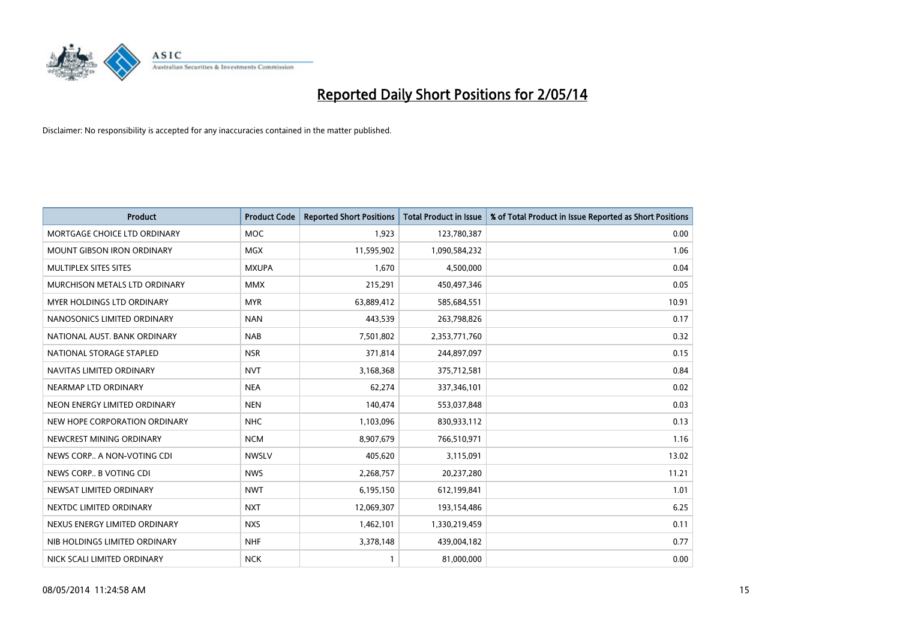# Reported Daily Short Positions for 2/05/14

Disclaimer: No responsibility is accepted for any inaccuracies contained in the matter published.

| Product | Product Code | Reported Short Positions | Total Product in Issue | % of Total Product in Issue Reported as Short Positions |
|---|---|---|---|---|
| MORTGAGE CHOICE LTD ORDINARY | MOC | 1,923 | 123,780,387 | 0.00 |
| MOUNT GIBSON IRON ORDINARY | MGX | 11,595,902 | 1,090,584,232 | 1.06 |
| MULTIPLEX SITES SITES | MXUPA | 1,670 | 4,500,000 | 0.04 |
| MURCHISON METALS LTD ORDINARY | MMX | 215,291 | 450,497,346 | 0.05 |
| MYER HOLDINGS LTD ORDINARY | MYR | 63,889,412 | 585,684,551 | 10.91 |
| NANOSONICS LIMITED ORDINARY | NAN | 443,539 | 263,798,826 | 0.17 |
| NATIONAL AUST. BANK ORDINARY | NAB | 7,501,802 | 2,353,771,760 | 0.32 |
| NATIONAL STORAGE STAPLED | NSR | 371,814 | 244,897,097 | 0.15 |
| NAVITAS LIMITED ORDINARY | NVT | 3,168,368 | 375,712,581 | 0.84 |
| NEARMAP LTD ORDINARY | NEA | 62,274 | 337,346,101 | 0.02 |
| NEON ENERGY LIMITED ORDINARY | NEN | 140,474 | 553,037,848 | 0.03 |
| NEW HOPE CORPORATION ORDINARY | NHC | 1,103,096 | 830,933,112 | 0.13 |
| NEWCREST MINING ORDINARY | NCM | 8,907,679 | 766,510,971 | 1.16 |
| NEWS CORP.. A NON-VOTING CDI | NWSLV | 405,620 | 3,115,091 | 13.02 |
| NEWS CORP.. B VOTING CDI | NWS | 2,268,757 | 20,237,280 | 11.21 |
| NEWSAT LIMITED ORDINARY | NWT | 6,195,150 | 612,199,841 | 1.01 |
| NEXTDC LIMITED ORDINARY | NXT | 12,069,307 | 193,154,486 | 6.25 |
| NEXUS ENERGY LIMITED ORDINARY | NXS | 1,462,101 | 1,330,219,459 | 0.11 |
| NIB HOLDINGS LIMITED ORDINARY | NHF | 3,378,148 | 439,004,182 | 0.77 |
| NICK SCALI LIMITED ORDINARY | NCK | 1 | 81,000,000 | 0.00 |

08/05/2014 11:24:58 AM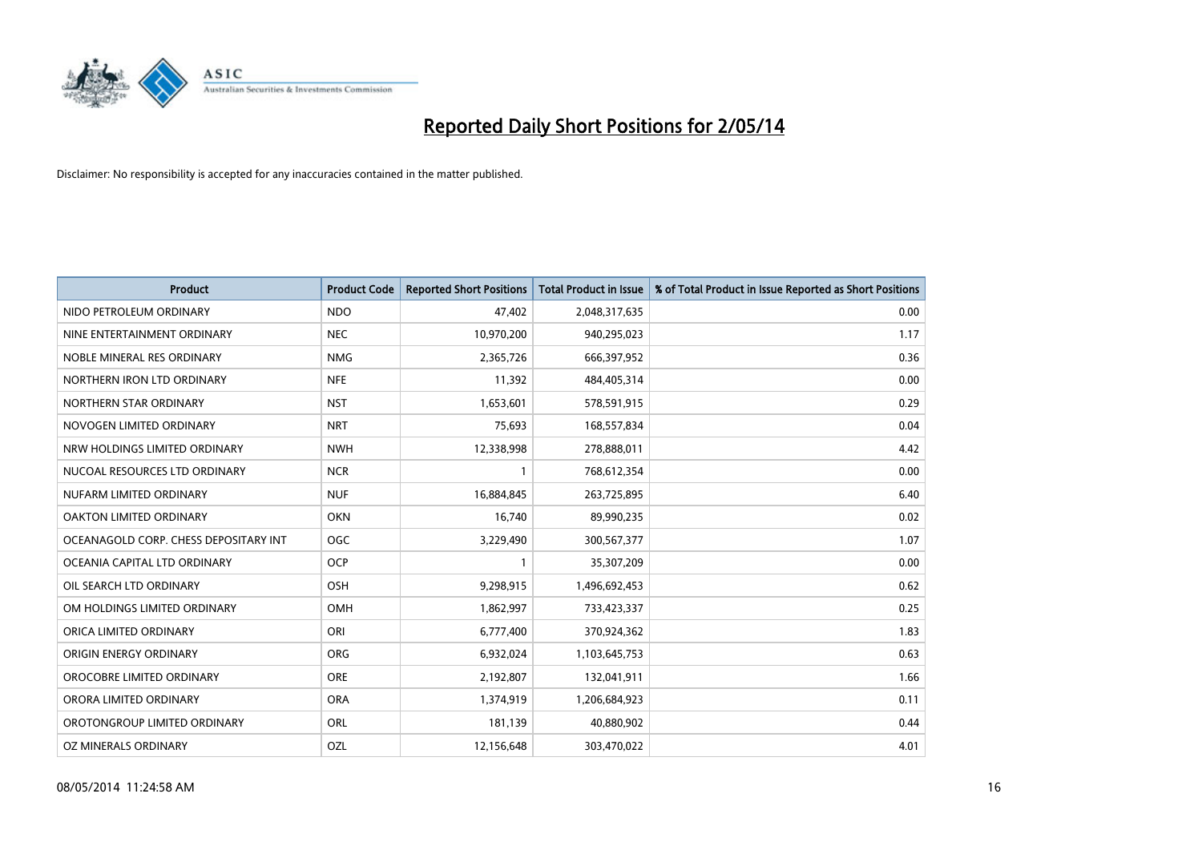# Reported Daily Short Positions for 2/05/14

Disclaimer: No responsibility is accepted for any inaccuracies contained in the matter published.

| Product | Product Code | Reported Short Positions | Total Product in Issue | % of Total Product in Issue Reported as Short Positions |
|---|---|---|---|---|
| NIDO PETROLEUM ORDINARY | NDO | 47,402 | 2,048,317,635 | 0.00 |
| NINE ENTERTAINMENT ORDINARY | NEC | 10,970,200 | 940,295,023 | 1.17 |
| NOBLE MINERAL RES ORDINARY | NMG | 2,365,726 | 666,397,952 | 0.36 |
| NORTHERN IRON LTD ORDINARY | NFE | 11,392 | 484,405,314 | 0.00 |
| NORTHERN STAR ORDINARY | NST | 1,653,601 | 578,591,915 | 0.29 |
| NOVOGEN LIMITED ORDINARY | NRT | 75,693 | 168,557,834 | 0.04 |
| NRW HOLDINGS LIMITED ORDINARY | NWH | 12,338,998 | 278,888,011 | 4.42 |
| NUCOAL RESOURCES LTD ORDINARY | NCR | 1 | 768,612,354 | 0.00 |
| NUFARM LIMITED ORDINARY | NUF | 16,884,845 | 263,725,895 | 6.40 |
| OAKTON LIMITED ORDINARY | OKN | 16,740 | 89,990,235 | 0.02 |
| OCEANAGOLD CORP. CHESS DEPOSITARY INT | OGC | 3,229,490 | 300,567,377 | 1.07 |
| OCEANIA CAPITAL LTD ORDINARY | OCP | 1 | 35,307,209 | 0.00 |
| OIL SEARCH LTD ORDINARY | OSH | 9,298,915 | 1,496,692,453 | 0.62 |
| OM HOLDINGS LIMITED ORDINARY | OMH | 1,862,997 | 733,423,337 | 0.25 |
| ORICA LIMITED ORDINARY | ORI | 6,777,400 | 370,924,362 | 1.83 |
| ORIGIN ENERGY ORDINARY | ORG | 6,932,024 | 1,103,645,753 | 0.63 |
| OROCOBRE LIMITED ORDINARY | ORE | 2,192,807 | 132,041,911 | 1.66 |
| ORORA LIMITED ORDINARY | ORA | 1,374,919 | 1,206,684,923 | 0.11 |
| OROTONGROUP LIMITED ORDINARY | ORL | 181,139 | 40,880,902 | 0.44 |
| OZ MINERALS ORDINARY | OZL | 12,156,648 | 303,470,022 | 4.01 |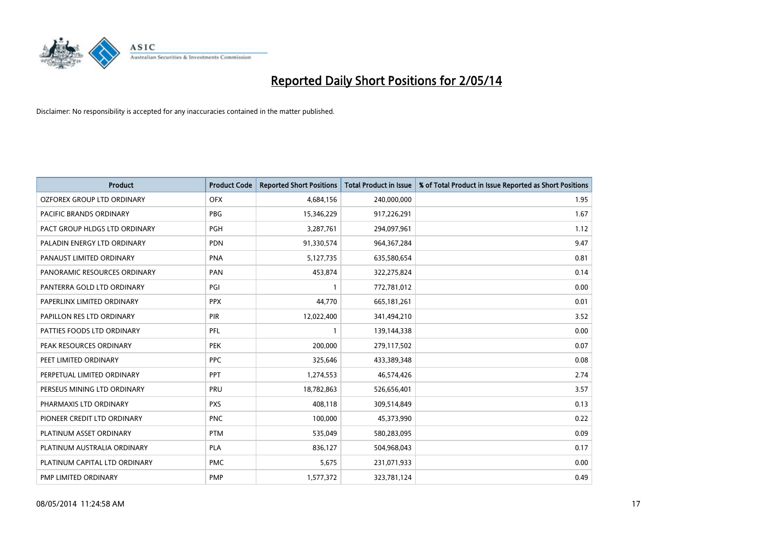# Reported Daily Short Positions for 2/05/14

Disclaimer: No responsibility is accepted for any inaccuracies contained in the matter published.

| Product | Product Code | Reported Short Positions | Total Product in Issue | % of Total Product in Issue Reported as Short Positions |
|---|---|---|---|---|
| OZFOREX GROUP LTD ORDINARY | OFX | 4,684,156 | 240,000,000 | 1.95 |
| PACIFIC BRANDS ORDINARY | PBG | 15,346,229 | 917,226,291 | 1.67 |
| PACT GROUP HLDGS LTD ORDINARY | PGH | 3,287,761 | 294,097,961 | 1.12 |
| PALADIN ENERGY LTD ORDINARY | PDN | 91,330,574 | 964,367,284 | 9.47 |
| PANAUST LIMITED ORDINARY | PNA | 5,127,735 | 635,580,654 | 0.81 |
| PANORAMIC RESOURCES ORDINARY | PAN | 453,874 | 322,275,824 | 0.14 |
| PANTERRA GOLD LTD ORDINARY | PGI | 1 | 772,781,012 | 0.00 |
| PAPERLINX LIMITED ORDINARY | PPX | 44,770 | 665,181,261 | 0.01 |
| PAPILLON RES LTD ORDINARY | PIR | 12,022,400 | 341,494,210 | 3.52 |
| PATTIES FOODS LTD ORDINARY | PFL | 1 | 139,144,338 | 0.00 |
| PEAK RESOURCES ORDINARY | PEK | 200,000 | 279,117,502 | 0.07 |
| PEET LIMITED ORDINARY | PPC | 325,646 | 433,389,348 | 0.08 |
| PERPETUAL LIMITED ORDINARY | PPT | 1,274,553 | 46,574,426 | 2.74 |
| PERSEUS MINING LTD ORDINARY | PRU | 18,782,863 | 526,656,401 | 3.57 |
| PHARMAXIS LTD ORDINARY | PXS | 408,118 | 309,514,849 | 0.13 |
| PIONEER CREDIT LTD ORDINARY | PNC | 100,000 | 45,373,990 | 0.22 |
| PLATINUM ASSET ORDINARY | PTM | 535,049 | 580,283,095 | 0.09 |
| PLATINUM AUSTRALIA ORDINARY | PLA | 836,127 | 504,968,043 | 0.17 |
| PLATINUM CAPITAL LTD ORDINARY | PMC | 5,675 | 231,071,933 | 0.00 |
| PMP LIMITED ORDINARY | PMP | 1,577,372 | 323,781,124 | 0.49 |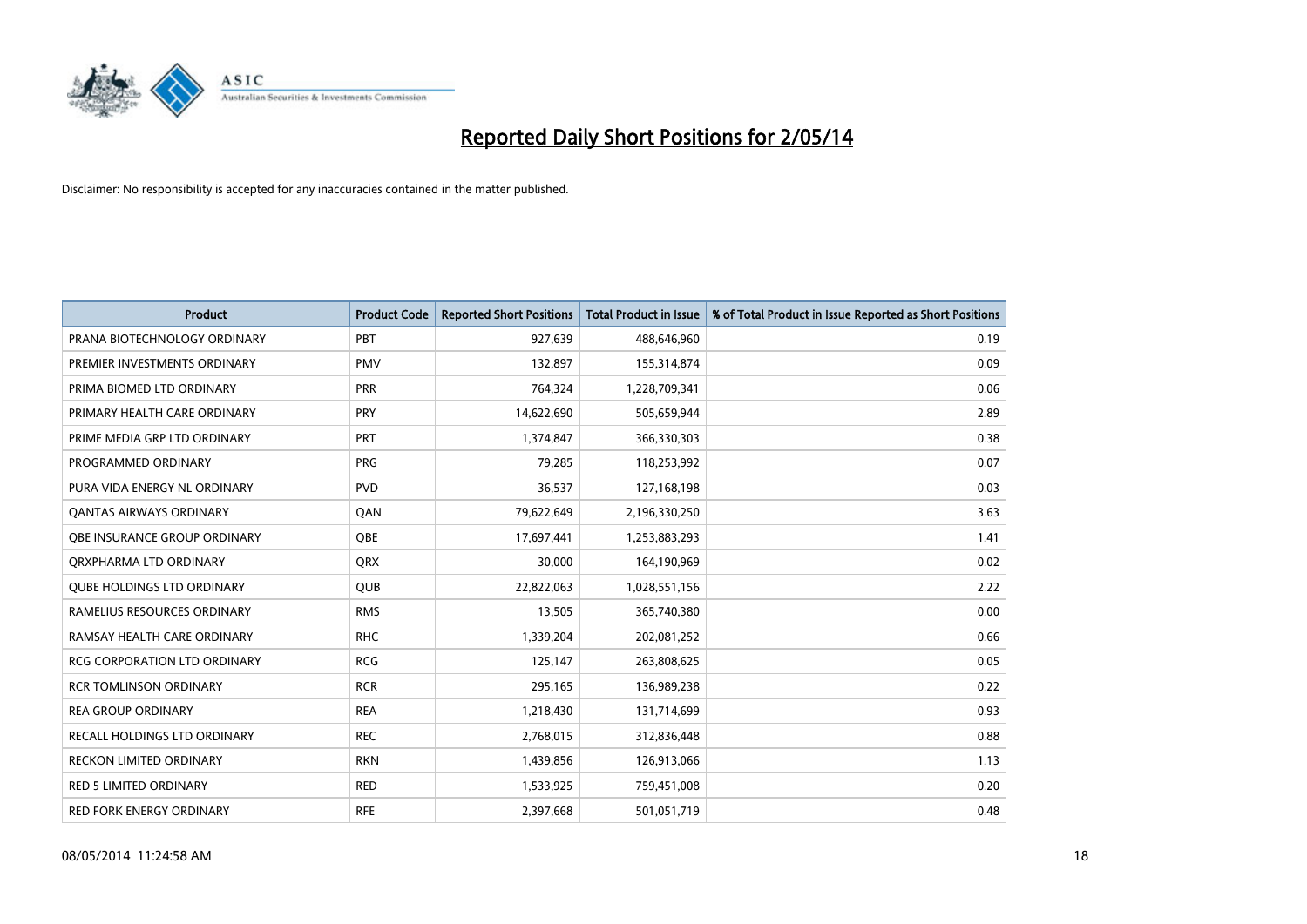# Reported Daily Short Positions for 2/05/14

Disclaimer: No responsibility is accepted for any inaccuracies contained in the matter published.

| Product | Product Code | Reported Short Positions | Total Product in Issue | % of Total Product in Issue Reported as Short Positions |
|---|---|---|---|---|
| PRANA BIOTECHNOLOGY ORDINARY | PBT | 927,639 | 488,646,960 | 0.19 |
| PREMIER INVESTMENTS ORDINARY | PMV | 132,897 | 155,314,874 | 0.09 |
| PRIMA BIOMED LTD ORDINARY | PRR | 764,324 | 1,228,709,341 | 0.06 |
| PRIMARY HEALTH CARE ORDINARY | PRY | 14,622,690 | 505,659,944 | 2.89 |
| PRIME MEDIA GRP LTD ORDINARY | PRT | 1,374,847 | 366,330,303 | 0.38 |
| PROGRAMMED ORDINARY | PRG | 79,285 | 118,253,992 | 0.07 |
| PURA VIDA ENERGY NL ORDINARY | PVD | 36,537 | 127,168,198 | 0.03 |
| QANTAS AIRWAYS ORDINARY | QAN | 79,622,649 | 2,196,330,250 | 3.63 |
| QBE INSURANCE GROUP ORDINARY | QBE | 17,697,441 | 1,253,883,293 | 1.41 |
| QRXPHARMA LTD ORDINARY | QRX | 30,000 | 164,190,969 | 0.02 |
| QUBE HOLDINGS LTD ORDINARY | QUB | 22,822,063 | 1,028,551,156 | 2.22 |
| RAMELIUS RESOURCES ORDINARY | RMS | 13,505 | 365,740,380 | 0.00 |
| RAMSAY HEALTH CARE ORDINARY | RHC | 1,339,204 | 202,081,252 | 0.66 |
| RCG CORPORATION LTD ORDINARY | RCG | 125,147 | 263,808,625 | 0.05 |
| RCR TOMLINSON ORDINARY | RCR | 295,165 | 136,989,238 | 0.22 |
| REA GROUP ORDINARY | REA | 1,218,430 | 131,714,699 | 0.93 |
| RECALL HOLDINGS LTD ORDINARY | REC | 2,768,015 | 312,836,448 | 0.88 |
| RECKON LIMITED ORDINARY | RKN | 1,439,856 | 126,913,066 | 1.13 |
| RED 5 LIMITED ORDINARY | RED | 1,533,925 | 759,451,008 | 0.20 |
| RED FORK ENERGY ORDINARY | RFE | 2,397,668 | 501,051,719 | 0.48 |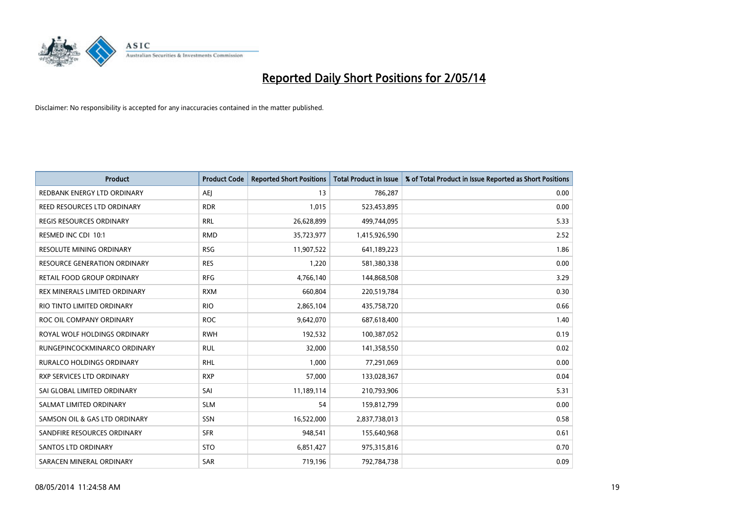# Reported Daily Short Positions for 2/05/14

Disclaimer: No responsibility is accepted for any inaccuracies contained in the matter published.

| Product | Product Code | Reported Short Positions | Total Product in Issue | % of Total Product in Issue Reported as Short Positions |
|---|---|---|---|---|
| REDBANK ENERGY LTD ORDINARY | AEJ | 13 | 786,287 | 0.00 |
| REED RESOURCES LTD ORDINARY | RDR | 1,015 | 523,453,895 | 0.00 |
| REGIS RESOURCES ORDINARY | RRL | 26,628,899 | 499,744,095 | 5.33 |
| RESMED INC CDI 10:1 | RMD | 35,723,977 | 1,415,926,590 | 2.52 |
| RESOLUTE MINING ORDINARY | RSG | 11,907,522 | 641,189,223 | 1.86 |
| RESOURCE GENERATION ORDINARY | RES | 1,220 | 581,380,338 | 0.00 |
| RETAIL FOOD GROUP ORDINARY | RFG | 4,766,140 | 144,868,508 | 3.29 |
| REX MINERALS LIMITED ORDINARY | RXM | 660,804 | 220,519,784 | 0.30 |
| RIO TINTO LIMITED ORDINARY | RIO | 2,865,104 | 435,758,720 | 0.66 |
| ROC OIL COMPANY ORDINARY | ROC | 9,642,070 | 687,618,400 | 1.40 |
| ROYAL WOLF HOLDINGS ORDINARY | RWH | 192,532 | 100,387,052 | 0.19 |
| RUNGEPINCOCKMINARCO ORDINARY | RUL | 32,000 | 141,358,550 | 0.02 |
| RURALCO HOLDINGS ORDINARY | RHL | 1,000 | 77,291,069 | 0.00 |
| RXP SERVICES LTD ORDINARY | RXP | 57,000 | 133,028,367 | 0.04 |
| SAI GLOBAL LIMITED ORDINARY | SAI | 11,189,114 | 210,793,906 | 5.31 |
| SALMAT LIMITED ORDINARY | SLM | 54 | 159,812,799 | 0.00 |
| SAMSON OIL & GAS LTD ORDINARY | SSN | 16,522,000 | 2,837,738,013 | 0.58 |
| SANDFIRE RESOURCES ORDINARY | SFR | 948,541 | 155,640,968 | 0.61 |
| SANTOS LTD ORDINARY | STO | 6,851,427 | 975,315,816 | 0.70 |
| SARACEN MINERAL ORDINARY | SAR | 719,196 | 792,784,738 | 0.09 |

08/05/2014 11:24:58 AM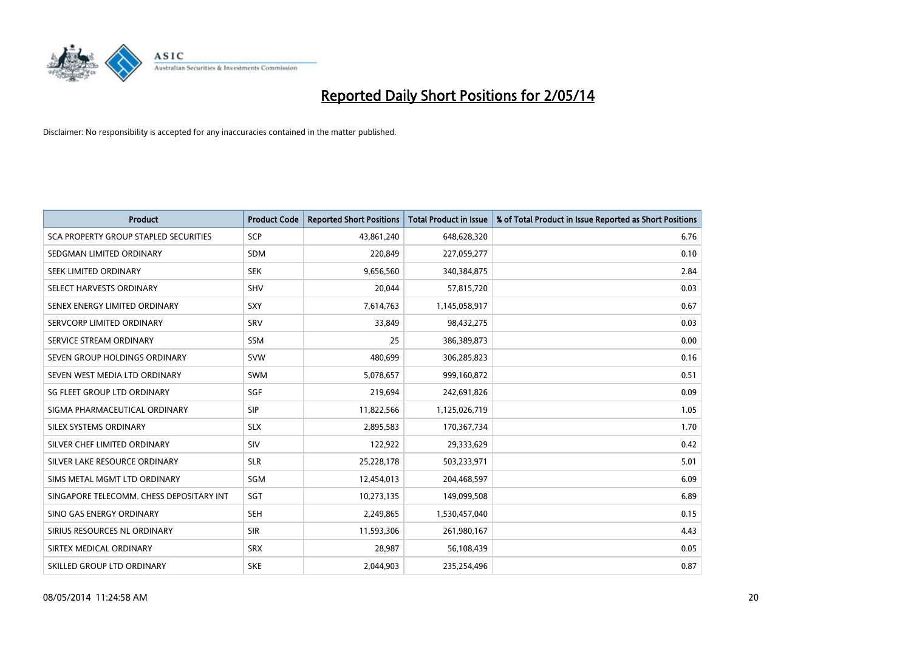# Reported Daily Short Positions for 2/05/14

Disclaimer: No responsibility is accepted for any inaccuracies contained in the matter published.

| Product | Product Code | Reported Short Positions | Total Product in Issue | % of Total Product in Issue Reported as Short Positions |
|---|---|---|---|---|
| SCA PROPERTY GROUP STAPLED SECURITIES | SCP | 43,861,240 | 648,628,320 | 6.76 |
| SEDGMAN LIMITED ORDINARY | SDM | 220,849 | 227,059,277 | 0.10 |
| SEEK LIMITED ORDINARY | SEK | 9,656,560 | 340,384,875 | 2.84 |
| SELECT HARVESTS ORDINARY | SHV | 20,044 | 57,815,720 | 0.03 |
| SENEX ENERGY LIMITED ORDINARY | SXY | 7,614,763 | 1,145,058,917 | 0.67 |
| SERVCORP LIMITED ORDINARY | SRV | 33,849 | 98,432,275 | 0.03 |
| SERVICE STREAM ORDINARY | SSM | 25 | 386,389,873 | 0.00 |
| SEVEN GROUP HOLDINGS ORDINARY | SVW | 480,699 | 306,285,823 | 0.16 |
| SEVEN WEST MEDIA LTD ORDINARY | SWM | 5,078,657 | 999,160,872 | 0.51 |
| SG FLEET GROUP LTD ORDINARY | SGF | 219,694 | 242,691,826 | 0.09 |
| SIGMA PHARMACEUTICAL ORDINARY | SIP | 11,822,566 | 1,125,026,719 | 1.05 |
| SILEX SYSTEMS ORDINARY | SLX | 2,895,583 | 170,367,734 | 1.70 |
| SILVER CHEF LIMITED ORDINARY | SIV | 122,922 | 29,333,629 | 0.42 |
| SILVER LAKE RESOURCE ORDINARY | SLR | 25,228,178 | 503,233,971 | 5.01 |
| SIMS METAL MGMT LTD ORDINARY | SGM | 12,454,013 | 204,468,597 | 6.09 |
| SINGAPORE TELECOMM. CHESS DEPOSITARY INT | SGT | 10,273,135 | 149,099,508 | 6.89 |
| SINO GAS ENERGY ORDINARY | SEH | 2,249,865 | 1,530,457,040 | 0.15 |
| SIRIUS RESOURCES NL ORDINARY | SIR | 11,593,306 | 261,980,167 | 4.43 |
| SIRTEX MEDICAL ORDINARY | SRX | 28,987 | 56,108,439 | 0.05 |
| SKILLED GROUP LTD ORDINARY | SKE | 2,044,903 | 235,254,496 | 0.87 |

08/05/2014 11:24:58 AM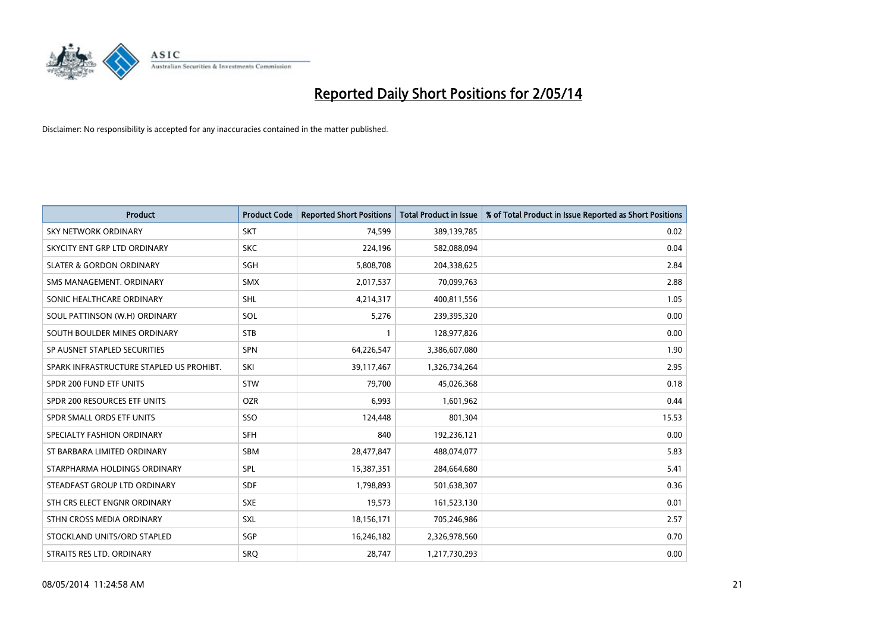# Reported Daily Short Positions for 2/05/14

Disclaimer: No responsibility is accepted for any inaccuracies contained in the matter published.

| Product | Product Code | Reported Short Positions | Total Product in Issue | % of Total Product in Issue Reported as Short Positions |
|---|---|---|---|---|
| SKY NETWORK ORDINARY | SKT | 74,599 | 389,139,785 | 0.02 |
| SKYCITY ENT GRP LTD ORDINARY | SKC | 224,196 | 582,088,094 | 0.04 |
| SLATER & GORDON ORDINARY | SGH | 5,808,708 | 204,338,625 | 2.84 |
| SMS MANAGEMENT. ORDINARY | SMX | 2,017,537 | 70,099,763 | 2.88 |
| SONIC HEALTHCARE ORDINARY | SHL | 4,214,317 | 400,811,556 | 1.05 |
| SOUL PATTINSON (W.H) ORDINARY | SOL | 5,276 | 239,395,320 | 0.00 |
| SOUTH BOULDER MINES ORDINARY | STB | 1 | 128,977,826 | 0.00 |
| SP AUSNET STAPLED SECURITIES | SPN | 64,226,547 | 3,386,607,080 | 1.90 |
| SPARK INFRASTRUCTURE STAPLED US PROHIBT. | SKI | 39,117,467 | 1,326,734,264 | 2.95 |
| SPDR 200 FUND ETF UNITS | STW | 79,700 | 45,026,368 | 0.18 |
| SPDR 200 RESOURCES ETF UNITS | OZR | 6,993 | 1,601,962 | 0.44 |
| SPDR SMALL ORDS ETF UNITS | SSO | 124,448 | 801,304 | 15.53 |
| SPECIALTY FASHION ORDINARY | SFH | 840 | 192,236,121 | 0.00 |
| ST BARBARA LIMITED ORDINARY | SBM | 28,477,847 | 488,074,077 | 5.83 |
| STARPHARMA HOLDINGS ORDINARY | SPL | 15,387,351 | 284,664,680 | 5.41 |
| STEADFAST GROUP LTD ORDINARY | SDF | 1,798,893 | 501,638,307 | 0.36 |
| STH CRS ELECT ENGNR ORDINARY | SXE | 19,573 | 161,523,130 | 0.01 |
| STHN CROSS MEDIA ORDINARY | SXL | 18,156,171 | 705,246,986 | 2.57 |
| STOCKLAND UNITS/ORD STAPLED | SGP | 16,246,182 | 2,326,978,560 | 0.70 |
| STRAITS RES LTD. ORDINARY | SRQ | 28,747 | 1,217,730,293 | 0.00 |

08/05/2014 11:24:58 AM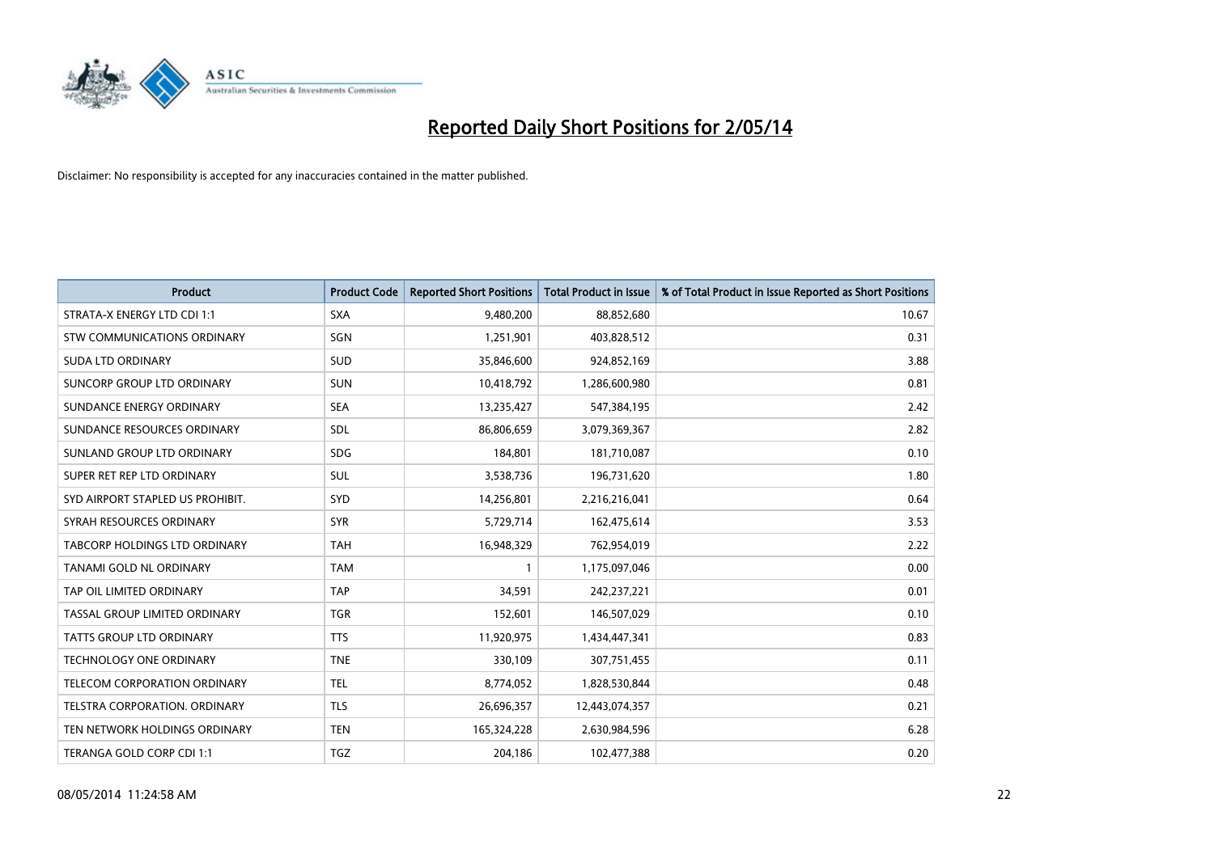# Reported Daily Short Positions for 2/05/14

Disclaimer: No responsibility is accepted for any inaccuracies contained in the matter published.

| Product | Product Code | Reported Short Positions | Total Product in Issue | % of Total Product in Issue Reported as Short Positions |
|---|---|---|---|---|
| STRATA-X ENERGY LTD CDI 1:1 | SXA | 9,480,200 | 88,852,680 | 10.67 |
| STW COMMUNICATIONS ORDINARY | SGN | 1,251,901 | 403,828,512 | 0.31 |
| SUDA LTD ORDINARY | SUD | 35,846,600 | 924,852,169 | 3.88 |
| SUNCORP GROUP LTD ORDINARY | SUN | 10,418,792 | 1,286,600,980 | 0.81 |
| SUNDANCE ENERGY ORDINARY | SEA | 13,235,427 | 547,384,195 | 2.42 |
| SUNDANCE RESOURCES ORDINARY | SDL | 86,806,659 | 3,079,369,367 | 2.82 |
| SUNLAND GROUP LTD ORDINARY | SDG | 184,801 | 181,710,087 | 0.10 |
| SUPER RET REP LTD ORDINARY | SUL | 3,538,736 | 196,731,620 | 1.80 |
| SYD AIRPORT STAPLED US PROHIBIT. | SYD | 14,256,801 | 2,216,216,041 | 0.64 |
| SYRAH RESOURCES ORDINARY | SYR | 5,729,714 | 162,475,614 | 3.53 |
| TABCORP HOLDINGS LTD ORDINARY | TAH | 16,948,329 | 762,954,019 | 2.22 |
| TANAMI GOLD NL ORDINARY | TAM | 1 | 1,175,097,046 | 0.00 |
| TAP OIL LIMITED ORDINARY | TAP | 34,591 | 242,237,221 | 0.01 |
| TASSAL GROUP LIMITED ORDINARY | TGR | 152,601 | 146,507,029 | 0.10 |
| TATTS GROUP LTD ORDINARY | TTS | 11,920,975 | 1,434,447,341 | 0.83 |
| TECHNOLOGY ONE ORDINARY | TNE | 330,109 | 307,751,455 | 0.11 |
| TELECOM CORPORATION ORDINARY | TEL | 8,774,052 | 1,828,530,844 | 0.48 |
| TELSTRA CORPORATION. ORDINARY | TLS | 26,696,357 | 12,443,074,357 | 0.21 |
| TEN NETWORK HOLDINGS ORDINARY | TEN | 165,324,228 | 2,630,984,596 | 6.28 |
| TERANGA GOLD CORP CDI 1:1 | TGZ | 204,186 | 102,477,388 | 0.20 |

08/05/2014 11:24:58 AM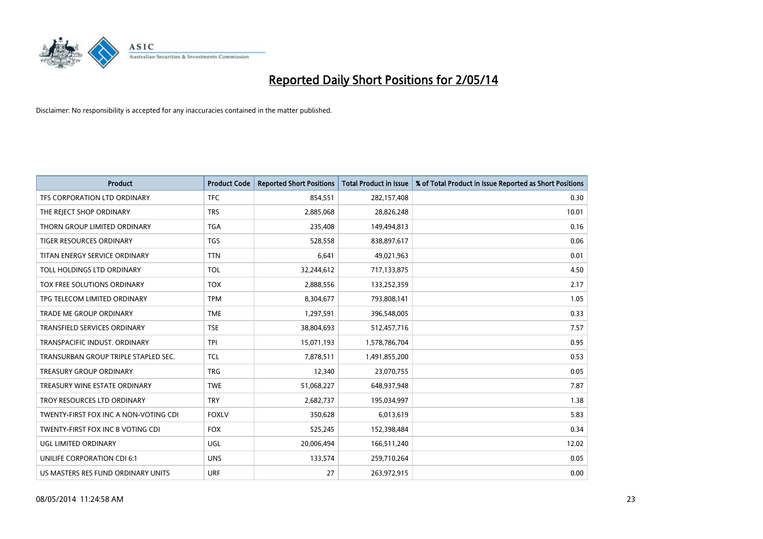# Reported Daily Short Positions for 2/05/14

Disclaimer: No responsibility is accepted for any inaccuracies contained in the matter published.

| Product | Product Code | Reported Short Positions | Total Product in Issue | % of Total Product in Issue Reported as Short Positions |
|---|---|---|---|---|
| TFS CORPORATION LTD ORDINARY | TFC | 854,551 | 282,157,408 | 0.30 |
| THE REJECT SHOP ORDINARY | TRS | 2,885,068 | 28,826,248 | 10.01 |
| THORN GROUP LIMITED ORDINARY | TGA | 235,408 | 149,494,813 | 0.16 |
| TIGER RESOURCES ORDINARY | TGS | 528,558 | 838,897,617 | 0.06 |
| TITAN ENERGY SERVICE ORDINARY | TTN | 6,641 | 49,021,963 | 0.01 |
| TOLL HOLDINGS LTD ORDINARY | TOL | 32,244,612 | 717,133,875 | 4.50 |
| TOX FREE SOLUTIONS ORDINARY | TOX | 2,888,556 | 133,252,359 | 2.17 |
| TPG TELECOM LIMITED ORDINARY | TPM | 8,304,677 | 793,808,141 | 1.05 |
| TRADE ME GROUP ORDINARY | TME | 1,297,591 | 396,548,005 | 0.33 |
| TRANSFIELD SERVICES ORDINARY | TSE | 38,804,693 | 512,457,716 | 7.57 |
| TRANSPACIFIC INDUST. ORDINARY | TPI | 15,071,193 | 1,578,786,704 | 0.95 |
| TRANSURBAN GROUP TRIPLE STAPLED SEC. | TCL | 7,878,511 | 1,491,855,200 | 0.53 |
| TREASURY GROUP ORDINARY | TRG | 12,340 | 23,070,755 | 0.05 |
| TREASURY WINE ESTATE ORDINARY | TWE | 51,068,227 | 648,937,948 | 7.87 |
| TROY RESOURCES LTD ORDINARY | TRY | 2,682,737 | 195,034,997 | 1.38 |
| TWENTY-FIRST FOX INC A NON-VOTING CDI | FOXLV | 350,628 | 6,013,619 | 5.83 |
| TWENTY-FIRST FOX INC B VOTING CDI | FOX | 525,245 | 152,398,484 | 0.34 |
| UGL LIMITED ORDINARY | UGL | 20,006,494 | 166,511,240 | 12.02 |
| UNILIFE CORPORATION CDI 6:1 | UNS | 133,574 | 259,710,264 | 0.05 |
| US MASTERS RES FUND ORDINARY UNITS | URF | 27 | 263,972,915 | 0.00 |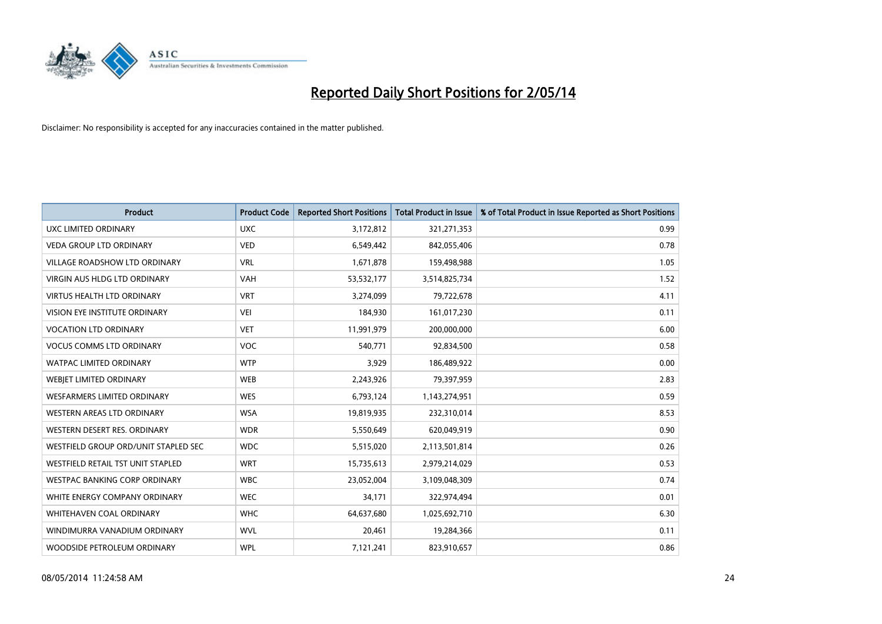# Reported Daily Short Positions for 2/05/14

Disclaimer: No responsibility is accepted for any inaccuracies contained in the matter published.

| Product | Product Code | Reported Short Positions | Total Product in Issue | % of Total Product in Issue Reported as Short Positions |
|---|---|---|---|---|
| UXC LIMITED ORDINARY | UXC | 3,172,812 | 321,271,353 | 0.99 |
| VEDA GROUP LTD ORDINARY | VED | 6,549,442 | 842,055,406 | 0.78 |
| VILLAGE ROADSHOW LTD ORDINARY | VRL | 1,671,878 | 159,498,988 | 1.05 |
| VIRGIN AUS HLDG LTD ORDINARY | VAH | 53,532,177 | 3,514,825,734 | 1.52 |
| VIRTUS HEALTH LTD ORDINARY | VRT | 3,274,099 | 79,722,678 | 4.11 |
| VISION EYE INSTITUTE ORDINARY | VEI | 184,930 | 161,017,230 | 0.11 |
| VOCATION LTD ORDINARY | VET | 11,991,979 | 200,000,000 | 6.00 |
| VOCUS COMMS LTD ORDINARY | VOC | 540,771 | 92,834,500 | 0.58 |
| WATPAC LIMITED ORDINARY | WTP | 3,929 | 186,489,922 | 0.00 |
| WEBJET LIMITED ORDINARY | WEB | 2,243,926 | 79,397,959 | 2.83 |
| WESFARMERS LIMITED ORDINARY | WES | 6,793,124 | 1,143,274,951 | 0.59 |
| WESTERN AREAS LTD ORDINARY | WSA | 19,819,935 | 232,310,014 | 8.53 |
| WESTERN DESERT RES. ORDINARY | WDR | 5,550,649 | 620,049,919 | 0.90 |
| WESTFIELD GROUP ORD/UNIT STAPLED SEC | WDC | 5,515,020 | 2,113,501,814 | 0.26 |
| WESTFIELD RETAIL TST UNIT STAPLED | WRT | 15,735,613 | 2,979,214,029 | 0.53 |
| WESTPAC BANKING CORP ORDINARY | WBC | 23,052,004 | 3,109,048,309 | 0.74 |
| WHITE ENERGY COMPANY ORDINARY | WEC | 34,171 | 322,974,494 | 0.01 |
| WHITEHAVEN COAL ORDINARY | WHC | 64,637,680 | 1,025,692,710 | 6.30 |
| WINDIMURRA VANADIUM ORDINARY | WVL | 20,461 | 19,284,366 | 0.11 |
| WOODSIDE PETROLEUM ORDINARY | WPL | 7,121,241 | 823,910,657 | 0.86 |

08/05/2014 11:24:58 AM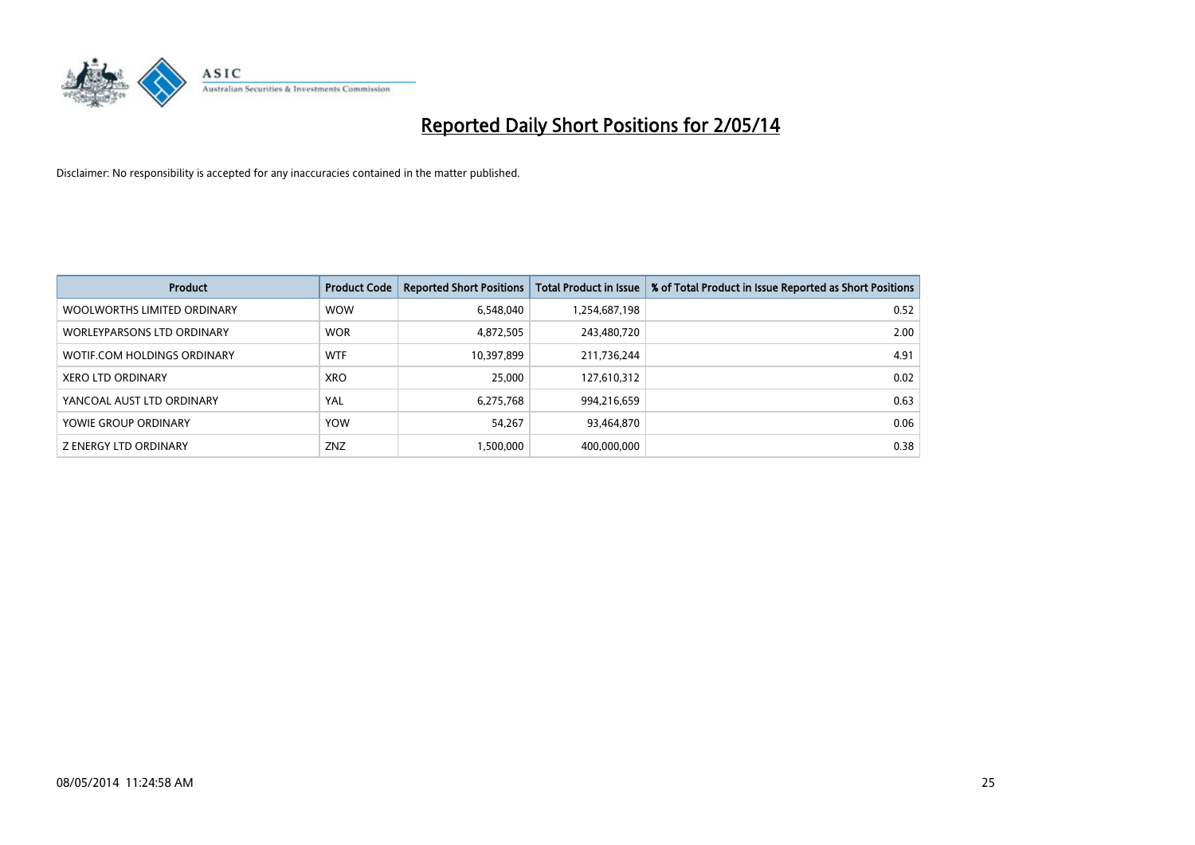# Reported Daily Short Positions for 2/05/14

Disclaimer: No responsibility is accepted for any inaccuracies contained in the matter published.

| Product | Product Code | Reported Short Positions | Total Product in Issue | % of Total Product in Issue Reported as Short Positions |
|---|---|---|---|---|
| WOOLWORTHS LIMITED ORDINARY | WOW | 6,548,040 | 1,254,687,198 | 0.52 |
| WORLEYPARSONS LTD ORDINARY | WOR | 4,872,505 | 243,480,720 | 2.00 |
| WOTIF.COM HOLDINGS ORDINARY | WTF | 10,397,899 | 211,736,244 | 4.91 |
| XERO LTD ORDINARY | XRO | 25,000 | 127,610,312 | 0.02 |
| YANCOAL AUST LTD ORDINARY | YAL | 6,275,768 | 994,216,659 | 0.63 |
| YOWIE GROUP ORDINARY | YOW | 54,267 | 93,464,870 | 0.06 |
| Z ENERGY LTD ORDINARY | ZNZ | 1,500,000 | 400,000,000 | 0.38 |

08/05/2014 11:24:58 AM